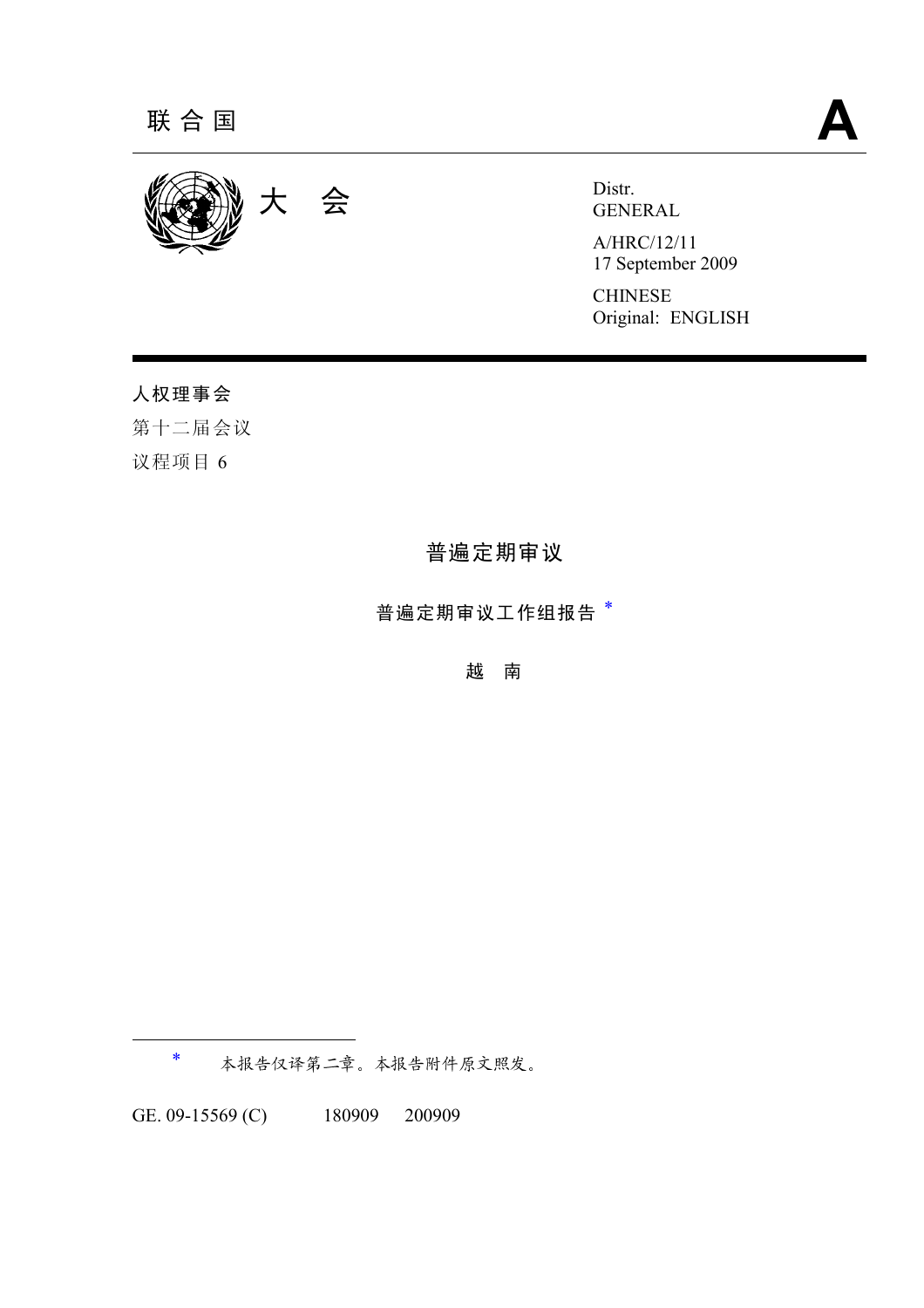联 合 国

A

大 会

Distr.
GENERAL

A/HRC/12/11
17 September 2009

CHINESE
Original: ENGLISH

人权理事会
第十二届会议
议程项目 6

# 普遍定期审议

## 普遍定期审议工作组报告 *

## 越 南

---

\* 本报告仅译第二章。本报告附件原文照发。

GE. 09-15569 (C) 180909 200909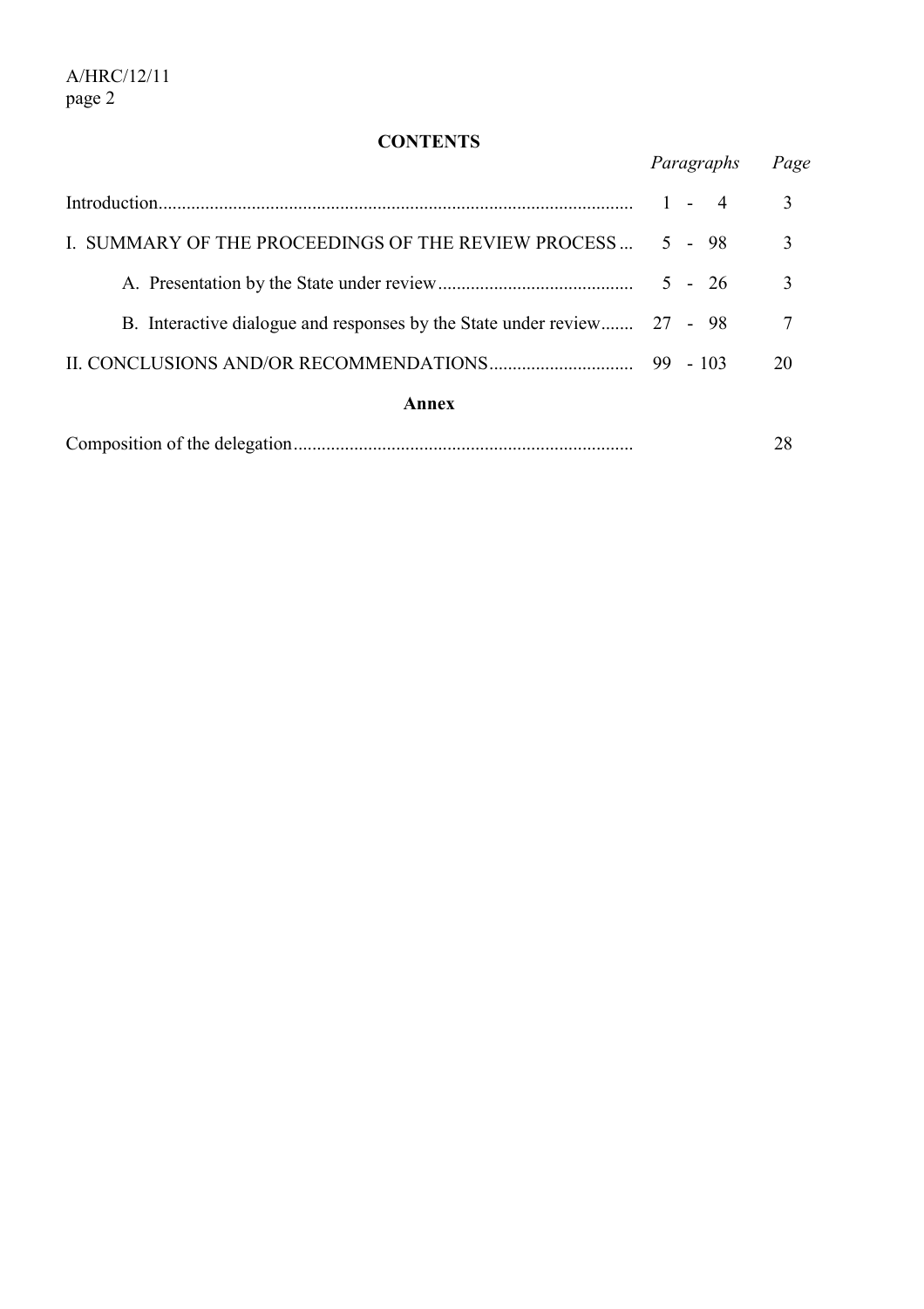**CONTENTS**

| | *Paragraphs* | *Page* |
|---|---|---|
| Introduction | 1 - 4 | 3 |
| I. SUMMARY OF THE PROCEEDINGS OF THE REVIEW PROCESS | 5 - 98 | 3 |
| A. Presentation by the State under review | 5 - 26 | 3 |
| B. Interactive dialogue and responses by the State under review | 27 - 98 | 7 |
| II. CONCLUSIONS AND/OR RECOMMENDATIONS | 99 - 103 | 20 |

**Annex**

| | | |
|---|---|---|
| Composition of the delegation | | 28 |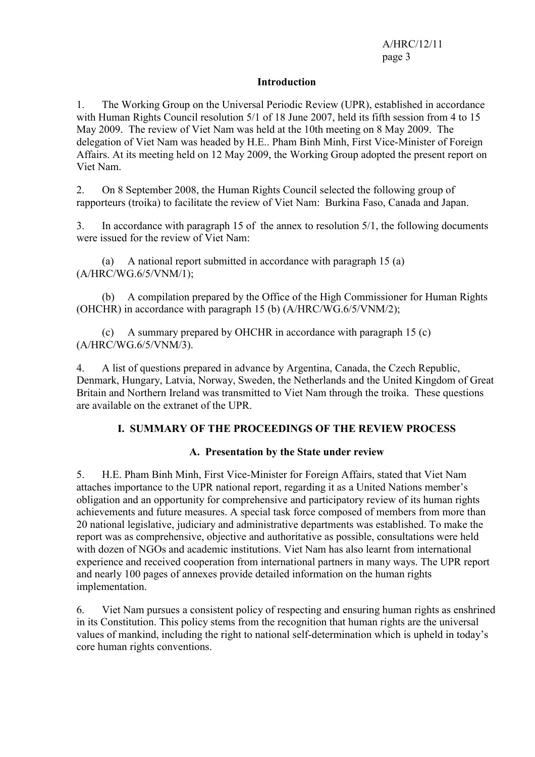## Introduction

1. The Working Group on the Universal Periodic Review (UPR), established in accordance with Human Rights Council resolution 5/1 of 18 June 2007, held its fifth session from 4 to 15 May 2009. The review of Viet Nam was held at the 10th meeting on 8 May 2009. The delegation of Viet Nam was headed by H.E.. Pham Binh Minh, First Vice-Minister of Foreign Affairs. At its meeting held on 12 May 2009, the Working Group adopted the present report on Viet Nam.

2. On 8 September 2008, the Human Rights Council selected the following group of rapporteurs (troika) to facilitate the review of Viet Nam: Burkina Faso, Canada and Japan.

3. In accordance with paragraph 15 of the annex to resolution 5/1, the following documents were issued for the review of Viet Nam:

(a) A national report submitted in accordance with paragraph 15 (a) (A/HRC/WG.6/5/VNM/1);

(b) A compilation prepared by the Office of the High Commissioner for Human Rights (OHCHR) in accordance with paragraph 15 (b) (A/HRC/WG.6/5/VNM/2);

(c) A summary prepared by OHCHR in accordance with paragraph 15 (c) (A/HRC/WG.6/5/VNM/3).

4. A list of questions prepared in advance by Argentina, Canada, the Czech Republic, Denmark, Hungary, Latvia, Norway, Sweden, the Netherlands and the United Kingdom of Great Britain and Northern Ireland was transmitted to Viet Nam through the troika. These questions are available on the extranet of the UPR.

## I. SUMMARY OF THE PROCEEDINGS OF THE REVIEW PROCESS

### A. Presentation by the State under review

5. H.E. Pham Binh Minh, First Vice-Minister for Foreign Affairs, stated that Viet Nam attaches importance to the UPR national report, regarding it as a United Nations member's obligation and an opportunity for comprehensive and participatory review of its human rights achievements and future measures. A special task force composed of members from more than 20 national legislative, judiciary and administrative departments was established. To make the report was as comprehensive, objective and authoritative as possible, consultations were held with dozen of NGOs and academic institutions. Viet Nam has also learnt from international experience and received cooperation from international partners in many ways. The UPR report and nearly 100 pages of annexes provide detailed information on the human rights implementation.

6. Viet Nam pursues a consistent policy of respecting and ensuring human rights as enshrined in its Constitution. This policy stems from the recognition that human rights are the universal values of mankind, including the right to national self-determination which is upheld in today's core human rights conventions.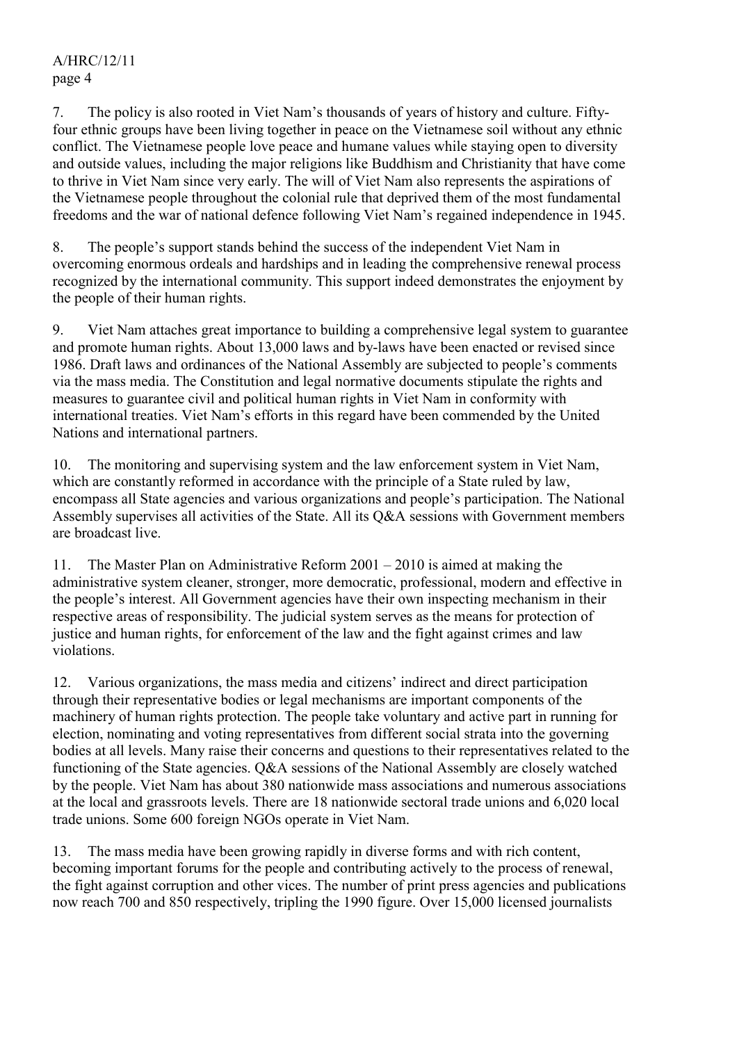7. The policy is also rooted in Viet Nam's thousands of years of history and culture. Fifty-four ethnic groups have been living together in peace on the Vietnamese soil without any ethnic conflict. The Vietnamese people love peace and humane values while staying open to diversity and outside values, including the major religions like Buddhism and Christianity that have come to thrive in Viet Nam since very early. The will of Viet Nam also represents the aspirations of the Vietnamese people throughout the colonial rule that deprived them of the most fundamental freedoms and the war of national defence following Viet Nam's regained independence in 1945.

8. The people's support stands behind the success of the independent Viet Nam in overcoming enormous ordeals and hardships and in leading the comprehensive renewal process recognized by the international community. This support indeed demonstrates the enjoyment by the people of their human rights.

9. Viet Nam attaches great importance to building a comprehensive legal system to guarantee and promote human rights. About 13,000 laws and by-laws have been enacted or revised since 1986. Draft laws and ordinances of the National Assembly are subjected to people's comments via the mass media. The Constitution and legal normative documents stipulate the rights and measures to guarantee civil and political human rights in Viet Nam in conformity with international treaties. Viet Nam's efforts in this regard have been commended by the United Nations and international partners.

10. The monitoring and supervising system and the law enforcement system in Viet Nam, which are constantly reformed in accordance with the principle of a State ruled by law, encompass all State agencies and various organizations and people's participation. The National Assembly supervises all activities of the State. All its Q&A sessions with Government members are broadcast live.

11. The Master Plan on Administrative Reform 2001 – 2010 is aimed at making the administrative system cleaner, stronger, more democratic, professional, modern and effective in the people's interest. All Government agencies have their own inspecting mechanism in their respective areas of responsibility. The judicial system serves as the means for protection of justice and human rights, for enforcement of the law and the fight against crimes and law violations.

12. Various organizations, the mass media and citizens' indirect and direct participation through their representative bodies or legal mechanisms are important components of the machinery of human rights protection. The people take voluntary and active part in running for election, nominating and voting representatives from different social strata into the governing bodies at all levels. Many raise their concerns and questions to their representatives related to the functioning of the State agencies. Q&A sessions of the National Assembly are closely watched by the people. Viet Nam has about 380 nationwide mass associations and numerous associations at the local and grassroots levels. There are 18 nationwide sectoral trade unions and 6,020 local trade unions. Some 600 foreign NGOs operate in Viet Nam.

13. The mass media have been growing rapidly in diverse forms and with rich content, becoming important forums for the people and contributing actively to the process of renewal, the fight against corruption and other vices. The number of print press agencies and publications now reach 700 and 850 respectively, tripling the 1990 figure. Over 15,000 licensed journalists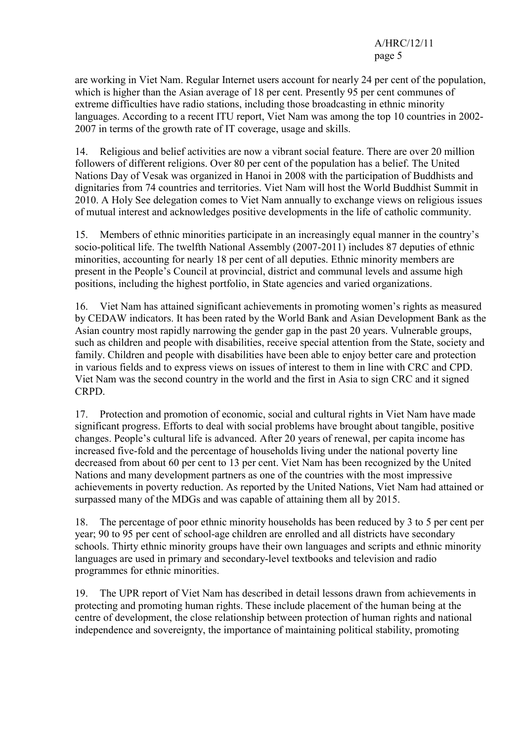are working in Viet Nam. Regular Internet users account for nearly 24 per cent of the population, which is higher than the Asian average of 18 per cent. Presently 95 per cent communes of extreme difficulties have radio stations, including those broadcasting in ethnic minority languages. According to a recent ITU report, Viet Nam was among the top 10 countries in 2002-2007 in terms of the growth rate of IT coverage, usage and skills.

14. Religious and belief activities are now a vibrant social feature. There are over 20 million followers of different religions. Over 80 per cent of the population has a belief. The United Nations Day of Vesak was organized in Hanoi in 2008 with the participation of Buddhists and dignitaries from 74 countries and territories. Viet Nam will host the World Buddhist Summit in 2010. A Holy See delegation comes to Viet Nam annually to exchange views on religious issues of mutual interest and acknowledges positive developments in the life of catholic community.

15. Members of ethnic minorities participate in an increasingly equal manner in the country's socio-political life. The twelfth National Assembly (2007-2011) includes 87 deputies of ethnic minorities, accounting for nearly 18 per cent of all deputies. Ethnic minority members are present in the People's Council at provincial, district and communal levels and assume high positions, including the highest portfolio, in State agencies and varied organizations.

16. Viet Nam has attained significant achievements in promoting women's rights as measured by CEDAW indicators. It has been rated by the World Bank and Asian Development Bank as the Asian country most rapidly narrowing the gender gap in the past 20 years. Vulnerable groups, such as children and people with disabilities, receive special attention from the State, society and family. Children and people with disabilities have been able to enjoy better care and protection in various fields and to express views on issues of interest to them in line with CRC and CPD. Viet Nam was the second country in the world and the first in Asia to sign CRC and it signed CRPD.

17. Protection and promotion of economic, social and cultural rights in Viet Nam have made significant progress. Efforts to deal with social problems have brought about tangible, positive changes. People's cultural life is advanced. After 20 years of renewal, per capita income has increased five-fold and the percentage of households living under the national poverty line decreased from about 60 per cent to 13 per cent. Viet Nam has been recognized by the United Nations and many development partners as one of the countries with the most impressive achievements in poverty reduction. As reported by the United Nations, Viet Nam had attained or surpassed many of the MDGs and was capable of attaining them all by 2015.

18. The percentage of poor ethnic minority households has been reduced by 3 to 5 per cent per year; 90 to 95 per cent of school-age children are enrolled and all districts have secondary schools. Thirty ethnic minority groups have their own languages and scripts and ethnic minority languages are used in primary and secondary-level textbooks and television and radio programmes for ethnic minorities.

19. The UPR report of Viet Nam has described in detail lessons drawn from achievements in protecting and promoting human rights. These include placement of the human being at the centre of development, the close relationship between protection of human rights and national independence and sovereignty, the importance of maintaining political stability, promoting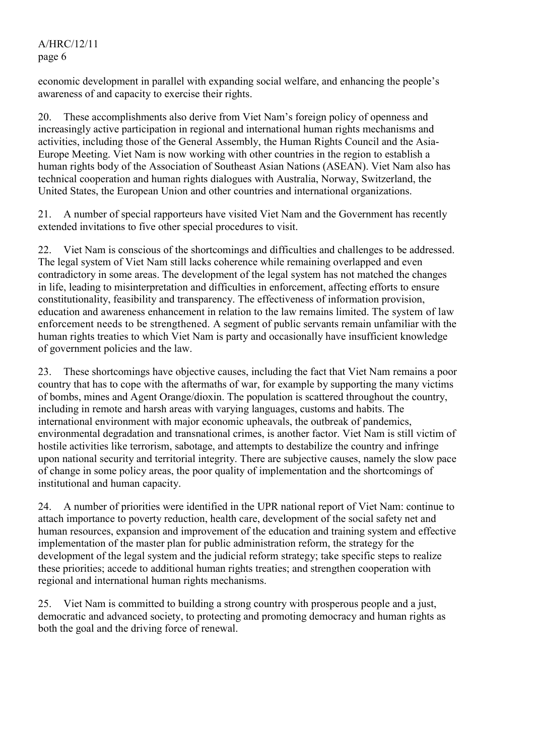economic development in parallel with expanding social welfare, and enhancing the people's awareness of and capacity to exercise their rights.

20. These accomplishments also derive from Viet Nam's foreign policy of openness and increasingly active participation in regional and international human rights mechanisms and activities, including those of the General Assembly, the Human Rights Council and the Asia-Europe Meeting. Viet Nam is now working with other countries in the region to establish a human rights body of the Association of Southeast Asian Nations (ASEAN). Viet Nam also has technical cooperation and human rights dialogues with Australia, Norway, Switzerland, the United States, the European Union and other countries and international organizations.

21. A number of special rapporteurs have visited Viet Nam and the Government has recently extended invitations to five other special procedures to visit.

22. Viet Nam is conscious of the shortcomings and difficulties and challenges to be addressed. The legal system of Viet Nam still lacks coherence while remaining overlapped and even contradictory in some areas. The development of the legal system has not matched the changes in life, leading to misinterpretation and difficulties in enforcement, affecting efforts to ensure constitutionality, feasibility and transparency. The effectiveness of information provision, education and awareness enhancement in relation to the law remains limited. The system of law enforcement needs to be strengthened. A segment of public servants remain unfamiliar with the human rights treaties to which Viet Nam is party and occasionally have insufficient knowledge of government policies and the law.

23. These shortcomings have objective causes, including the fact that Viet Nam remains a poor country that has to cope with the aftermaths of war, for example by supporting the many victims of bombs, mines and Agent Orange/dioxin. The population is scattered throughout the country, including in remote and harsh areas with varying languages, customs and habits. The international environment with major economic upheavals, the outbreak of pandemics, environmental degradation and transnational crimes, is another factor. Viet Nam is still victim of hostile activities like terrorism, sabotage, and attempts to destabilize the country and infringe upon national security and territorial integrity. There are subjective causes, namely the slow pace of change in some policy areas, the poor quality of implementation and the shortcomings of institutional and human capacity.

24. A number of priorities were identified in the UPR national report of Viet Nam: continue to attach importance to poverty reduction, health care, development of the social safety net and human resources, expansion and improvement of the education and training system and effective implementation of the master plan for public administration reform, the strategy for the development of the legal system and the judicial reform strategy; take specific steps to realize these priorities; accede to additional human rights treaties; and strengthen cooperation with regional and international human rights mechanisms.

25. Viet Nam is committed to building a strong country with prosperous people and a just, democratic and advanced society, to protecting and promoting democracy and human rights as both the goal and the driving force of renewal.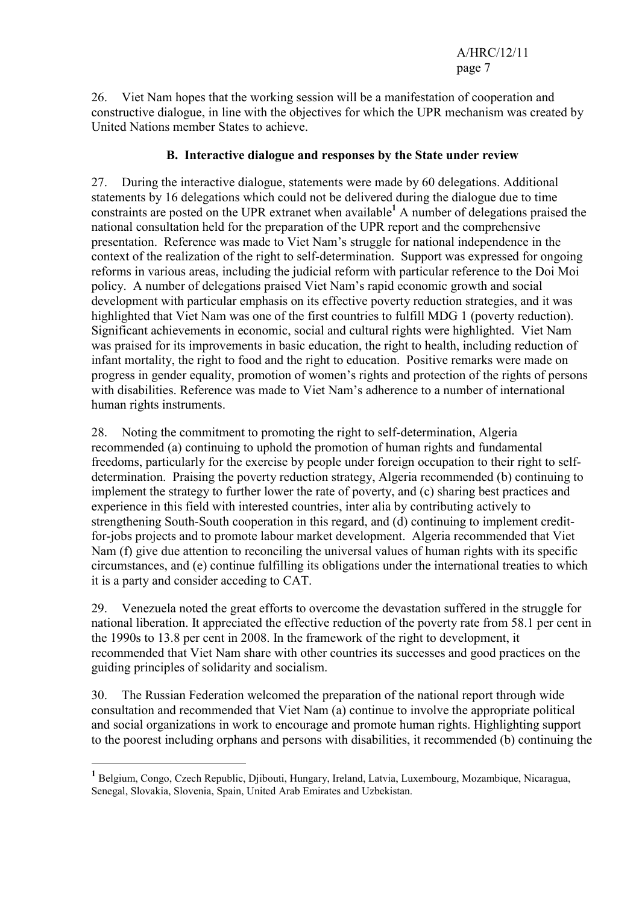26. Viet Nam hopes that the working session will be a manifestation of cooperation and constructive dialogue, in line with the objectives for which the UPR mechanism was created by United Nations member States to achieve.

### B. Interactive dialogue and responses by the State under review

27. During the interactive dialogue, statements were made by 60 delegations. Additional statements by 16 delegations which could not be delivered during the dialogue due to time constraints are posted on the UPR extranet when available[1] A number of delegations praised the national consultation held for the preparation of the UPR report and the comprehensive presentation. Reference was made to Viet Nam's struggle for national independence in the context of the realization of the right to self-determination. Support was expressed for ongoing reforms in various areas, including the judicial reform with particular reference to the Doi Moi policy. A number of delegations praised Viet Nam's rapid economic growth and social development with particular emphasis on its effective poverty reduction strategies, and it was highlighted that Viet Nam was one of the first countries to fulfill MDG 1 (poverty reduction). Significant achievements in economic, social and cultural rights were highlighted. Viet Nam was praised for its improvements in basic education, the right to health, including reduction of infant mortality, the right to food and the right to education. Positive remarks were made on progress in gender equality, promotion of women's rights and protection of the rights of persons with disabilities. Reference was made to Viet Nam's adherence to a number of international human rights instruments.

28. Noting the commitment to promoting the right to self-determination, Algeria recommended (a) continuing to uphold the promotion of human rights and fundamental freedoms, particularly for the exercise by people under foreign occupation to their right to self-determination. Praising the poverty reduction strategy, Algeria recommended (b) continuing to implement the strategy to further lower the rate of poverty, and (c) sharing best practices and experience in this field with interested countries, inter alia by contributing actively to strengthening South-South cooperation in this regard, and (d) continuing to implement credit-for-jobs projects and to promote labour market development. Algeria recommended that Viet Nam (f) give due attention to reconciling the universal values of human rights with its specific circumstances, and (e) continue fulfilling its obligations under the international treaties to which it is a party and consider acceding to CAT.

29. Venezuela noted the great efforts to overcome the devastation suffered in the struggle for national liberation. It appreciated the effective reduction of the poverty rate from 58.1 per cent in the 1990s to 13.8 per cent in 2008. In the framework of the right to development, it recommended that Viet Nam share with other countries its successes and good practices on the guiding principles of solidarity and socialism.

30. The Russian Federation welcomed the preparation of the national report through wide consultation and recommended that Viet Nam (a) continue to involve the appropriate political and social organizations in work to encourage and promote human rights. Highlighting support to the poorest including orphans and persons with disabilities, it recommended (b) continuing the

---

[1] Belgium, Congo, Czech Republic, Djibouti, Hungary, Ireland, Latvia, Luxembourg, Mozambique, Nicaragua, Senegal, Slovakia, Slovenia, Spain, United Arab Emirates and Uzbekistan.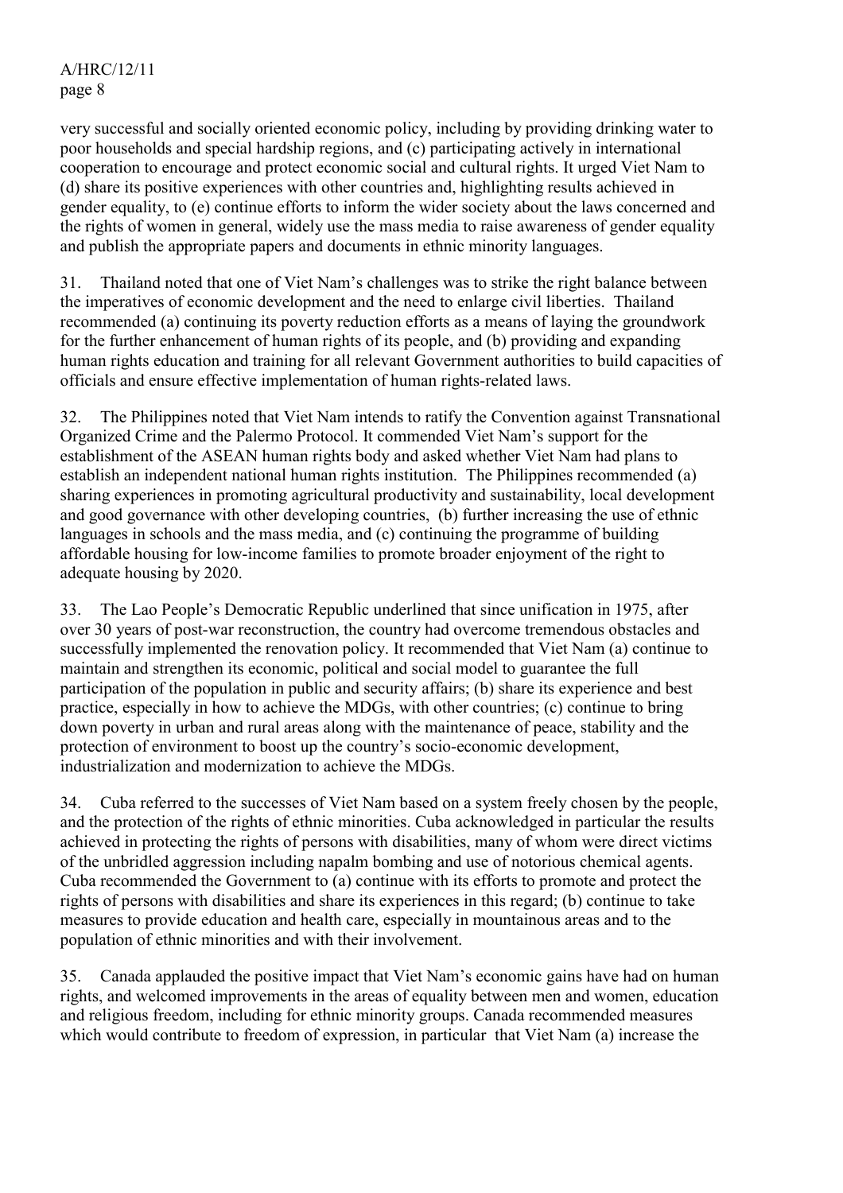very successful and socially oriented economic policy, including by providing drinking water to poor households and special hardship regions, and (c) participating actively in international cooperation to encourage and protect economic social and cultural rights. It urged Viet Nam to (d) share its positive experiences with other countries and, highlighting results achieved in gender equality, to (e) continue efforts to inform the wider society about the laws concerned and the rights of women in general, widely use the mass media to raise awareness of gender equality and publish the appropriate papers and documents in ethnic minority languages.

31. Thailand noted that one of Viet Nam's challenges was to strike the right balance between the imperatives of economic development and the need to enlarge civil liberties. Thailand recommended (a) continuing its poverty reduction efforts as a means of laying the groundwork for the further enhancement of human rights of its people, and (b) providing and expanding human rights education and training for all relevant Government authorities to build capacities of officials and ensure effective implementation of human rights-related laws.

32. The Philippines noted that Viet Nam intends to ratify the Convention against Transnational Organized Crime and the Palermo Protocol. It commended Viet Nam's support for the establishment of the ASEAN human rights body and asked whether Viet Nam had plans to establish an independent national human rights institution. The Philippines recommended (a) sharing experiences in promoting agricultural productivity and sustainability, local development and good governance with other developing countries, (b) further increasing the use of ethnic languages in schools and the mass media, and (c) continuing the programme of building affordable housing for low-income families to promote broader enjoyment of the right to adequate housing by 2020.

33. The Lao People's Democratic Republic underlined that since unification in 1975, after over 30 years of post-war reconstruction, the country had overcome tremendous obstacles and successfully implemented the renovation policy. It recommended that Viet Nam (a) continue to maintain and strengthen its economic, political and social model to guarantee the full participation of the population in public and security affairs; (b) share its experience and best practice, especially in how to achieve the MDGs, with other countries; (c) continue to bring down poverty in urban and rural areas along with the maintenance of peace, stability and the protection of environment to boost up the country's socio-economic development, industrialization and modernization to achieve the MDGs.

34. Cuba referred to the successes of Viet Nam based on a system freely chosen by the people, and the protection of the rights of ethnic minorities. Cuba acknowledged in particular the results achieved in protecting the rights of persons with disabilities, many of whom were direct victims of the unbridled aggression including napalm bombing and use of notorious chemical agents. Cuba recommended the Government to (a) continue with its efforts to promote and protect the rights of persons with disabilities and share its experiences in this regard; (b) continue to take measures to provide education and health care, especially in mountainous areas and to the population of ethnic minorities and with their involvement.

35. Canada applauded the positive impact that Viet Nam's economic gains have had on human rights, and welcomed improvements in the areas of equality between men and women, education and religious freedom, including for ethnic minority groups. Canada recommended measures which would contribute to freedom of expression, in particular that Viet Nam (a) increase the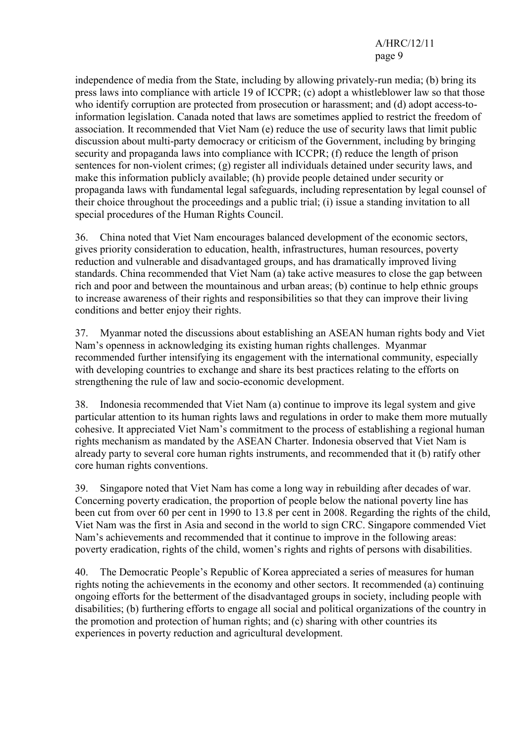independence of media from the State, including by allowing privately-run media; (b) bring its press laws into compliance with article 19 of ICCPR; (c) adopt a whistleblower law so that those who identify corruption are protected from prosecution or harassment; and (d) adopt access-to-information legislation. Canada noted that laws are sometimes applied to restrict the freedom of association. It recommended that Viet Nam (e) reduce the use of security laws that limit public discussion about multi-party democracy or criticism of the Government, including by bringing security and propaganda laws into compliance with ICCPR; (f) reduce the length of prison sentences for non-violent crimes; (g) register all individuals detained under security laws, and make this information publicly available; (h) provide people detained under security or propaganda laws with fundamental legal safeguards, including representation by legal counsel of their choice throughout the proceedings and a public trial; (i) issue a standing invitation to all special procedures of the Human Rights Council.

36. China noted that Viet Nam encourages balanced development of the economic sectors, gives priority consideration to education, health, infrastructures, human resources, poverty reduction and vulnerable and disadvantaged groups, and has dramatically improved living standards. China recommended that Viet Nam (a) take active measures to close the gap between rich and poor and between the mountainous and urban areas; (b) continue to help ethnic groups to increase awareness of their rights and responsibilities so that they can improve their living conditions and better enjoy their rights.

37. Myanmar noted the discussions about establishing an ASEAN human rights body and Viet Nam's openness in acknowledging its existing human rights challenges. Myanmar recommended further intensifying its engagement with the international community, especially with developing countries to exchange and share its best practices relating to the efforts on strengthening the rule of law and socio-economic development.

38. Indonesia recommended that Viet Nam (a) continue to improve its legal system and give particular attention to its human rights laws and regulations in order to make them more mutually cohesive. It appreciated Viet Nam's commitment to the process of establishing a regional human rights mechanism as mandated by the ASEAN Charter. Indonesia observed that Viet Nam is already party to several core human rights instruments, and recommended that it (b) ratify other core human rights conventions.

39. Singapore noted that Viet Nam has come a long way in rebuilding after decades of war. Concerning poverty eradication, the proportion of people below the national poverty line has been cut from over 60 per cent in 1990 to 13.8 per cent in 2008. Regarding the rights of the child, Viet Nam was the first in Asia and second in the world to sign CRC. Singapore commended Viet Nam's achievements and recommended that it continue to improve in the following areas: poverty eradication, rights of the child, women's rights and rights of persons with disabilities.

40. The Democratic People's Republic of Korea appreciated a series of measures for human rights noting the achievements in the economy and other sectors. It recommended (a) continuing ongoing efforts for the betterment of the disadvantaged groups in society, including people with disabilities; (b) furthering efforts to engage all social and political organizations of the country in the promotion and protection of human rights; and (c) sharing with other countries its experiences in poverty reduction and agricultural development.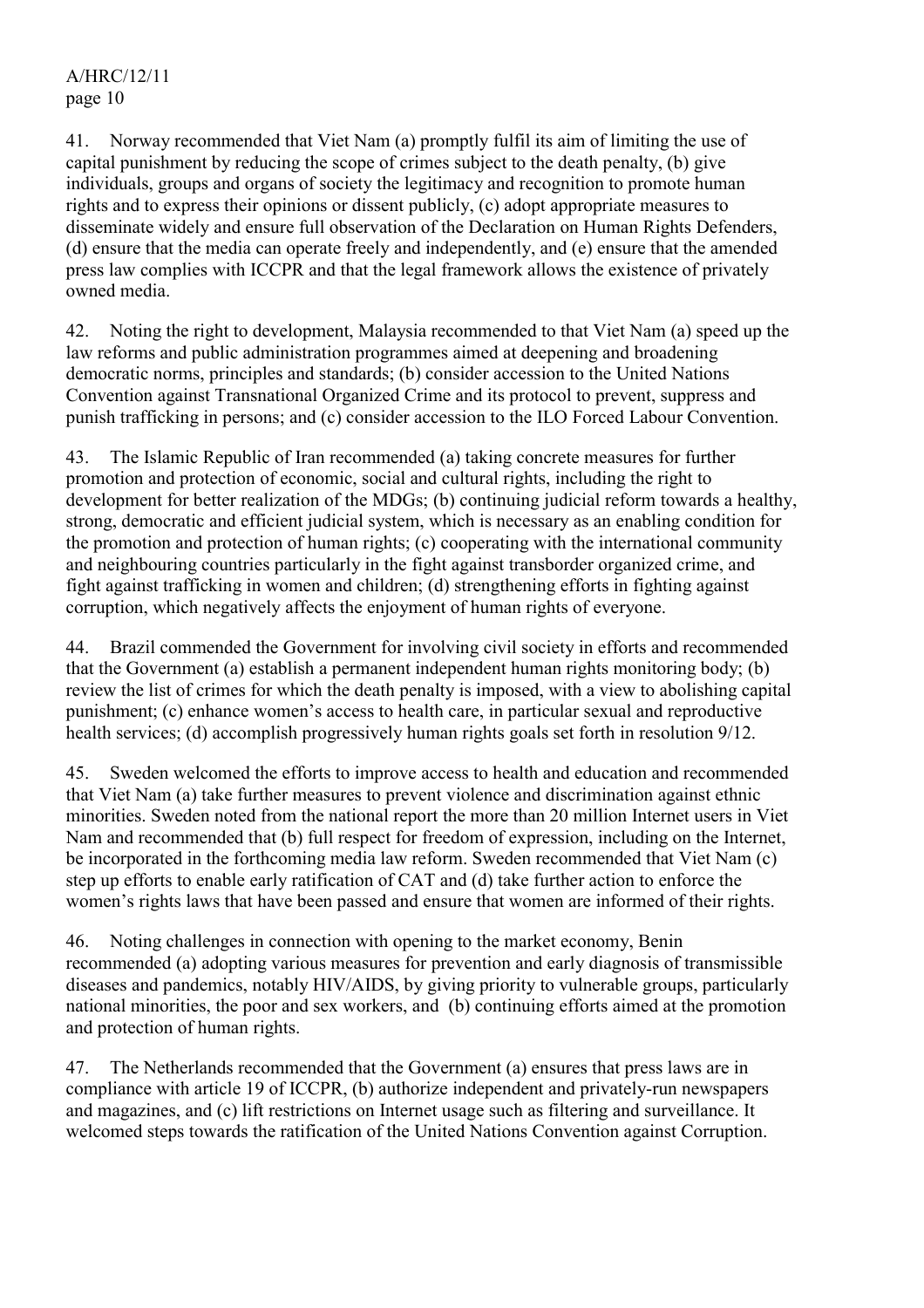41. Norway recommended that Viet Nam (a) promptly fulfil its aim of limiting the use of capital punishment by reducing the scope of crimes subject to the death penalty, (b) give individuals, groups and organs of society the legitimacy and recognition to promote human rights and to express their opinions or dissent publicly, (c) adopt appropriate measures to disseminate widely and ensure full observation of the Declaration on Human Rights Defenders, (d) ensure that the media can operate freely and independently, and (e) ensure that the amended press law complies with ICCPR and that the legal framework allows the existence of privately owned media.

42. Noting the right to development, Malaysia recommended to that Viet Nam (a) speed up the law reforms and public administration programmes aimed at deepening and broadening democratic norms, principles and standards; (b) consider accession to the United Nations Convention against Transnational Organized Crime and its protocol to prevent, suppress and punish trafficking in persons; and (c) consider accession to the ILO Forced Labour Convention.

43. The Islamic Republic of Iran recommended (a) taking concrete measures for further promotion and protection of economic, social and cultural rights, including the right to development for better realization of the MDGs; (b) continuing judicial reform towards a healthy, strong, democratic and efficient judicial system, which is necessary as an enabling condition for the promotion and protection of human rights; (c) cooperating with the international community and neighbouring countries particularly in the fight against transborder organized crime, and fight against trafficking in women and children; (d) strengthening efforts in fighting against corruption, which negatively affects the enjoyment of human rights of everyone.

44. Brazil commended the Government for involving civil society in efforts and recommended that the Government (a) establish a permanent independent human rights monitoring body; (b) review the list of crimes for which the death penalty is imposed, with a view to abolishing capital punishment; (c) enhance women's access to health care, in particular sexual and reproductive health services; (d) accomplish progressively human rights goals set forth in resolution 9/12.

45. Sweden welcomed the efforts to improve access to health and education and recommended that Viet Nam (a) take further measures to prevent violence and discrimination against ethnic minorities. Sweden noted from the national report the more than 20 million Internet users in Viet Nam and recommended that (b) full respect for freedom of expression, including on the Internet, be incorporated in the forthcoming media law reform. Sweden recommended that Viet Nam (c) step up efforts to enable early ratification of CAT and (d) take further action to enforce the women's rights laws that have been passed and ensure that women are informed of their rights.

46. Noting challenges in connection with opening to the market economy, Benin recommended (a) adopting various measures for prevention and early diagnosis of transmissible diseases and pandemics, notably HIV/AIDS, by giving priority to vulnerable groups, particularly national minorities, the poor and sex workers, and (b) continuing efforts aimed at the promotion and protection of human rights.

47. The Netherlands recommended that the Government (a) ensures that press laws are in compliance with article 19 of ICCPR, (b) authorize independent and privately-run newspapers and magazines, and (c) lift restrictions on Internet usage such as filtering and surveillance. It welcomed steps towards the ratification of the United Nations Convention against Corruption.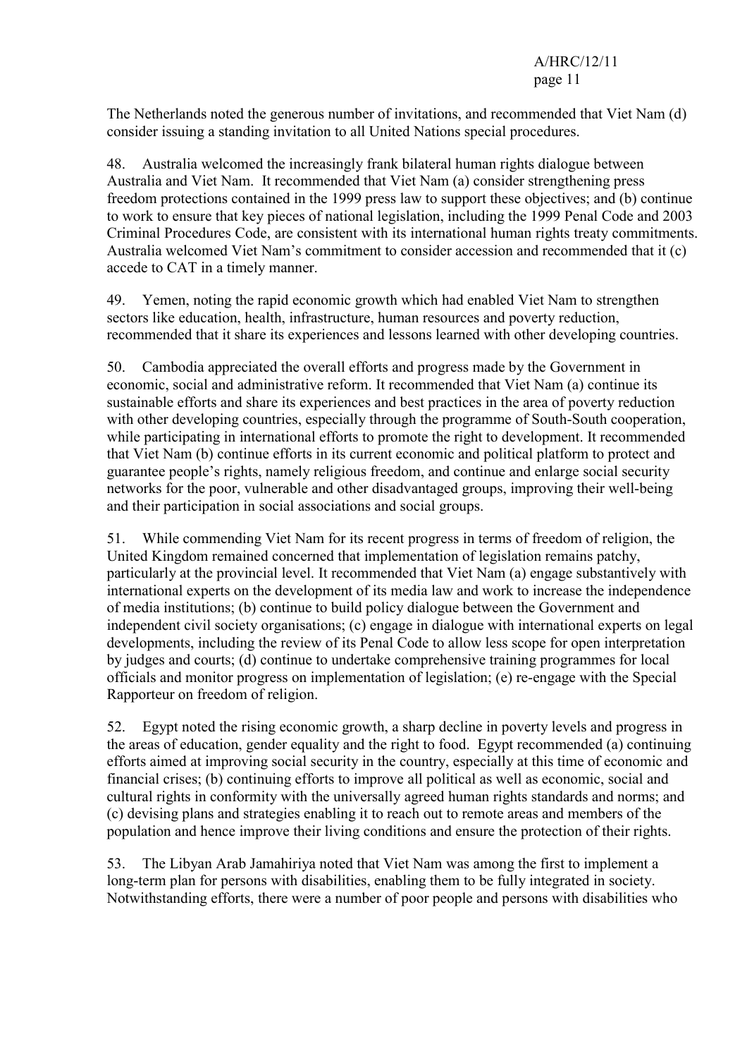The Netherlands noted the generous number of invitations, and recommended that Viet Nam (d) consider issuing a standing invitation to all United Nations special procedures.

48. Australia welcomed the increasingly frank bilateral human rights dialogue between Australia and Viet Nam. It recommended that Viet Nam (a) consider strengthening press freedom protections contained in the 1999 press law to support these objectives; and (b) continue to work to ensure that key pieces of national legislation, including the 1999 Penal Code and 2003 Criminal Procedures Code, are consistent with its international human rights treaty commitments. Australia welcomed Viet Nam's commitment to consider accession and recommended that it (c) accede to CAT in a timely manner.

49. Yemen, noting the rapid economic growth which had enabled Viet Nam to strengthen sectors like education, health, infrastructure, human resources and poverty reduction, recommended that it share its experiences and lessons learned with other developing countries.

50. Cambodia appreciated the overall efforts and progress made by the Government in economic, social and administrative reform. It recommended that Viet Nam (a) continue its sustainable efforts and share its experiences and best practices in the area of poverty reduction with other developing countries, especially through the programme of South-South cooperation, while participating in international efforts to promote the right to development. It recommended that Viet Nam (b) continue efforts in its current economic and political platform to protect and guarantee people's rights, namely religious freedom, and continue and enlarge social security networks for the poor, vulnerable and other disadvantaged groups, improving their well-being and their participation in social associations and social groups.

51. While commending Viet Nam for its recent progress in terms of freedom of religion, the United Kingdom remained concerned that implementation of legislation remains patchy, particularly at the provincial level. It recommended that Viet Nam (a) engage substantively with international experts on the development of its media law and work to increase the independence of media institutions; (b) continue to build policy dialogue between the Government and independent civil society organisations; (c) engage in dialogue with international experts on legal developments, including the review of its Penal Code to allow less scope for open interpretation by judges and courts; (d) continue to undertake comprehensive training programmes for local officials and monitor progress on implementation of legislation; (e) re-engage with the Special Rapporteur on freedom of religion.

52. Egypt noted the rising economic growth, a sharp decline in poverty levels and progress in the areas of education, gender equality and the right to food. Egypt recommended (a) continuing efforts aimed at improving social security in the country, especially at this time of economic and financial crises; (b) continuing efforts to improve all political as well as economic, social and cultural rights in conformity with the universally agreed human rights standards and norms; and (c) devising plans and strategies enabling it to reach out to remote areas and members of the population and hence improve their living conditions and ensure the protection of their rights.

53. The Libyan Arab Jamahiriya noted that Viet Nam was among the first to implement a long-term plan for persons with disabilities, enabling them to be fully integrated in society. Notwithstanding efforts, there were a number of poor people and persons with disabilities who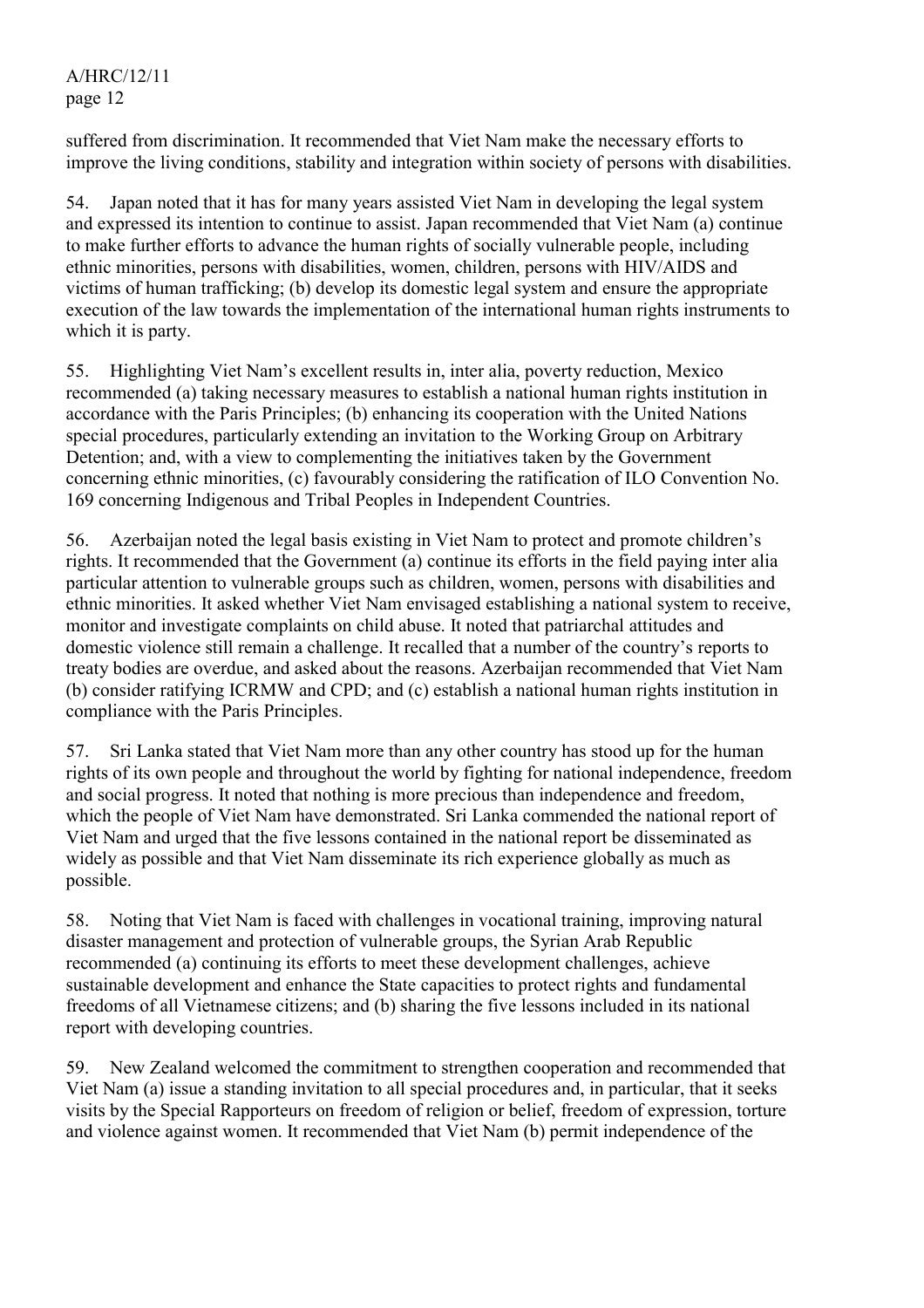suffered from discrimination. It recommended that Viet Nam make the necessary efforts to improve the living conditions, stability and integration within society of persons with disabilities.

54. Japan noted that it has for many years assisted Viet Nam in developing the legal system and expressed its intention to continue to assist. Japan recommended that Viet Nam (a) continue to make further efforts to advance the human rights of socially vulnerable people, including ethnic minorities, persons with disabilities, women, children, persons with HIV/AIDS and victims of human trafficking; (b) develop its domestic legal system and ensure the appropriate execution of the law towards the implementation of the international human rights instruments to which it is party.

55. Highlighting Viet Nam's excellent results in, inter alia, poverty reduction, Mexico recommended (a) taking necessary measures to establish a national human rights institution in accordance with the Paris Principles; (b) enhancing its cooperation with the United Nations special procedures, particularly extending an invitation to the Working Group on Arbitrary Detention; and, with a view to complementing the initiatives taken by the Government concerning ethnic minorities, (c) favourably considering the ratification of ILO Convention No. 169 concerning Indigenous and Tribal Peoples in Independent Countries.

56. Azerbaijan noted the legal basis existing in Viet Nam to protect and promote children's rights. It recommended that the Government (a) continue its efforts in the field paying inter alia particular attention to vulnerable groups such as children, women, persons with disabilities and ethnic minorities. It asked whether Viet Nam envisaged establishing a national system to receive, monitor and investigate complaints on child abuse. It noted that patriarchal attitudes and domestic violence still remain a challenge. It recalled that a number of the country's reports to treaty bodies are overdue, and asked about the reasons. Azerbaijan recommended that Viet Nam (b) consider ratifying ICRMW and CPD; and (c) establish a national human rights institution in compliance with the Paris Principles.

57. Sri Lanka stated that Viet Nam more than any other country has stood up for the human rights of its own people and throughout the world by fighting for national independence, freedom and social progress. It noted that nothing is more precious than independence and freedom, which the people of Viet Nam have demonstrated. Sri Lanka commended the national report of Viet Nam and urged that the five lessons contained in the national report be disseminated as widely as possible and that Viet Nam disseminate its rich experience globally as much as possible.

58. Noting that Viet Nam is faced with challenges in vocational training, improving natural disaster management and protection of vulnerable groups, the Syrian Arab Republic recommended (a) continuing its efforts to meet these development challenges, achieve sustainable development and enhance the State capacities to protect rights and fundamental freedoms of all Vietnamese citizens; and (b) sharing the five lessons included in its national report with developing countries.

59. New Zealand welcomed the commitment to strengthen cooperation and recommended that Viet Nam (a) issue a standing invitation to all special procedures and, in particular, that it seeks visits by the Special Rapporteurs on freedom of religion or belief, freedom of expression, torture and violence against women. It recommended that Viet Nam (b) permit independence of the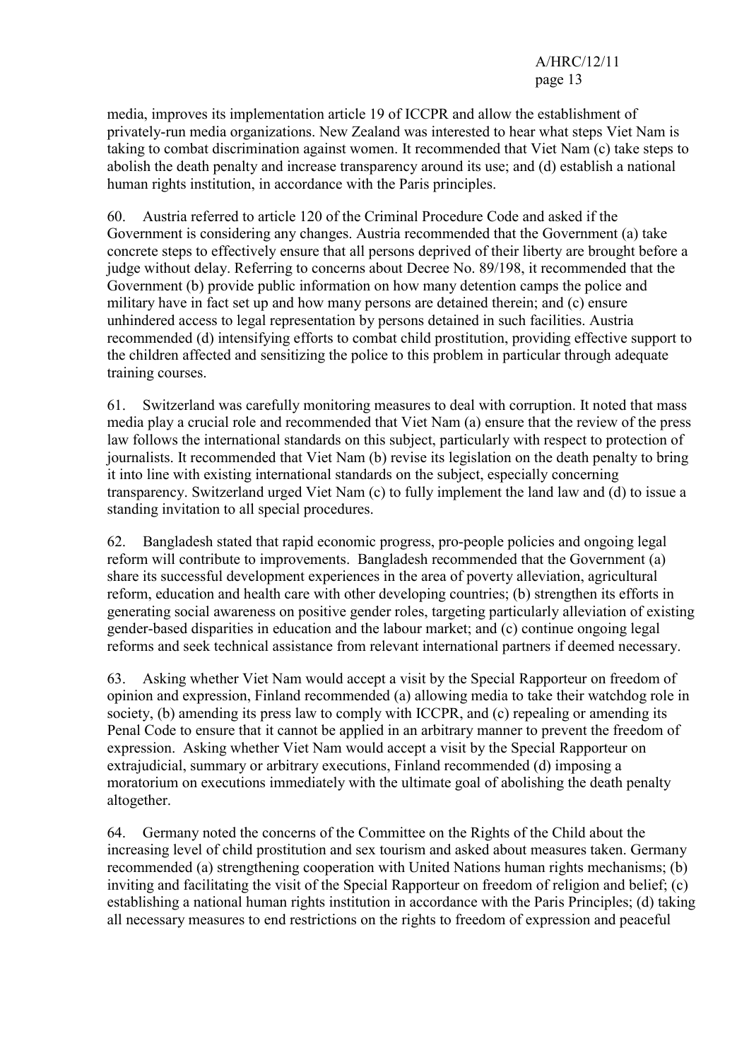media, improves its implementation article 19 of ICCPR and allow the establishment of privately-run media organizations. New Zealand was interested to hear what steps Viet Nam is taking to combat discrimination against women. It recommended that Viet Nam (c) take steps to abolish the death penalty and increase transparency around its use; and (d) establish a national human rights institution, in accordance with the Paris principles.

60. Austria referred to article 120 of the Criminal Procedure Code and asked if the Government is considering any changes. Austria recommended that the Government (a) take concrete steps to effectively ensure that all persons deprived of their liberty are brought before a judge without delay. Referring to concerns about Decree No. 89/198, it recommended that the Government (b) provide public information on how many detention camps the police and military have in fact set up and how many persons are detained therein; and (c) ensure unhindered access to legal representation by persons detained in such facilities. Austria recommended (d) intensifying efforts to combat child prostitution, providing effective support to the children affected and sensitizing the police to this problem in particular through adequate training courses.

61. Switzerland was carefully monitoring measures to deal with corruption. It noted that mass media play a crucial role and recommended that Viet Nam (a) ensure that the review of the press law follows the international standards on this subject, particularly with respect to protection of journalists. It recommended that Viet Nam (b) revise its legislation on the death penalty to bring it into line with existing international standards on the subject, especially concerning transparency. Switzerland urged Viet Nam (c) to fully implement the land law and (d) to issue a standing invitation to all special procedures.

62. Bangladesh stated that rapid economic progress, pro-people policies and ongoing legal reform will contribute to improvements. Bangladesh recommended that the Government (a) share its successful development experiences in the area of poverty alleviation, agricultural reform, education and health care with other developing countries; (b) strengthen its efforts in generating social awareness on positive gender roles, targeting particularly alleviation of existing gender-based disparities in education and the labour market; and (c) continue ongoing legal reforms and seek technical assistance from relevant international partners if deemed necessary.

63. Asking whether Viet Nam would accept a visit by the Special Rapporteur on freedom of opinion and expression, Finland recommended (a) allowing media to take their watchdog role in society, (b) amending its press law to comply with ICCPR, and (c) repealing or amending its Penal Code to ensure that it cannot be applied in an arbitrary manner to prevent the freedom of expression. Asking whether Viet Nam would accept a visit by the Special Rapporteur on extrajudicial, summary or arbitrary executions, Finland recommended (d) imposing a moratorium on executions immediately with the ultimate goal of abolishing the death penalty altogether.

64. Germany noted the concerns of the Committee on the Rights of the Child about the increasing level of child prostitution and sex tourism and asked about measures taken. Germany recommended (a) strengthening cooperation with United Nations human rights mechanisms; (b) inviting and facilitating the visit of the Special Rapporteur on freedom of religion and belief; (c) establishing a national human rights institution in accordance with the Paris Principles; (d) taking all necessary measures to end restrictions on the rights to freedom of expression and peaceful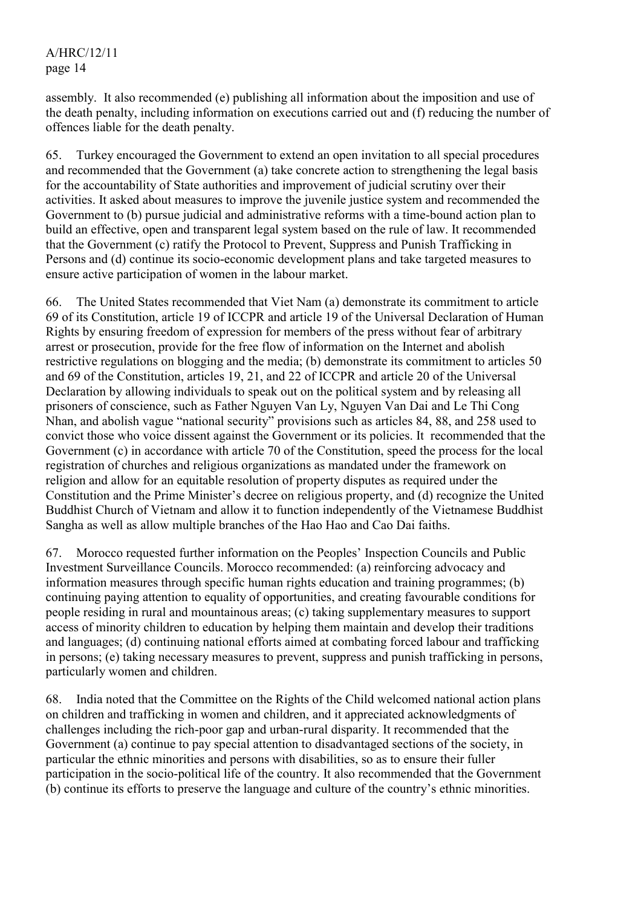assembly. It also recommended (e) publishing all information about the imposition and use of the death penalty, including information on executions carried out and (f) reducing the number of offences liable for the death penalty.

65. Turkey encouraged the Government to extend an open invitation to all special procedures and recommended that the Government (a) take concrete action to strengthening the legal basis for the accountability of State authorities and improvement of judicial scrutiny over their activities. It asked about measures to improve the juvenile justice system and recommended the Government to (b) pursue judicial and administrative reforms with a time-bound action plan to build an effective, open and transparent legal system based on the rule of law. It recommended that the Government (c) ratify the Protocol to Prevent, Suppress and Punish Trafficking in Persons and (d) continue its socio-economic development plans and take targeted measures to ensure active participation of women in the labour market.

66. The United States recommended that Viet Nam (a) demonstrate its commitment to article 69 of its Constitution, article 19 of ICCPR and article 19 of the Universal Declaration of Human Rights by ensuring freedom of expression for members of the press without fear of arbitrary arrest or prosecution, provide for the free flow of information on the Internet and abolish restrictive regulations on blogging and the media; (b) demonstrate its commitment to articles 50 and 69 of the Constitution, articles 19, 21, and 22 of ICCPR and article 20 of the Universal Declaration by allowing individuals to speak out on the political system and by releasing all prisoners of conscience, such as Father Nguyen Van Ly, Nguyen Van Dai and Le Thi Cong Nhan, and abolish vague "national security" provisions such as articles 84, 88, and 258 used to convict those who voice dissent against the Government or its policies. It recommended that the Government (c) in accordance with article 70 of the Constitution, speed the process for the local registration of churches and religious organizations as mandated under the framework on religion and allow for an equitable resolution of property disputes as required under the Constitution and the Prime Minister's decree on religious property, and (d) recognize the United Buddhist Church of Vietnam and allow it to function independently of the Vietnamese Buddhist Sangha as well as allow multiple branches of the Hao Hao and Cao Dai faiths.

67. Morocco requested further information on the Peoples' Inspection Councils and Public Investment Surveillance Councils. Morocco recommended: (a) reinforcing advocacy and information measures through specific human rights education and training programmes; (b) continuing paying attention to equality of opportunities, and creating favourable conditions for people residing in rural and mountainous areas; (c) taking supplementary measures to support access of minority children to education by helping them maintain and develop their traditions and languages; (d) continuing national efforts aimed at combating forced labour and trafficking in persons; (e) taking necessary measures to prevent, suppress and punish trafficking in persons, particularly women and children.

68. India noted that the Committee on the Rights of the Child welcomed national action plans on children and trafficking in women and children, and it appreciated acknowledgments of challenges including the rich-poor gap and urban-rural disparity. It recommended that the Government (a) continue to pay special attention to disadvantaged sections of the society, in particular the ethnic minorities and persons with disabilities, so as to ensure their fuller participation in the socio-political life of the country. It also recommended that the Government (b) continue its efforts to preserve the language and culture of the country's ethnic minorities.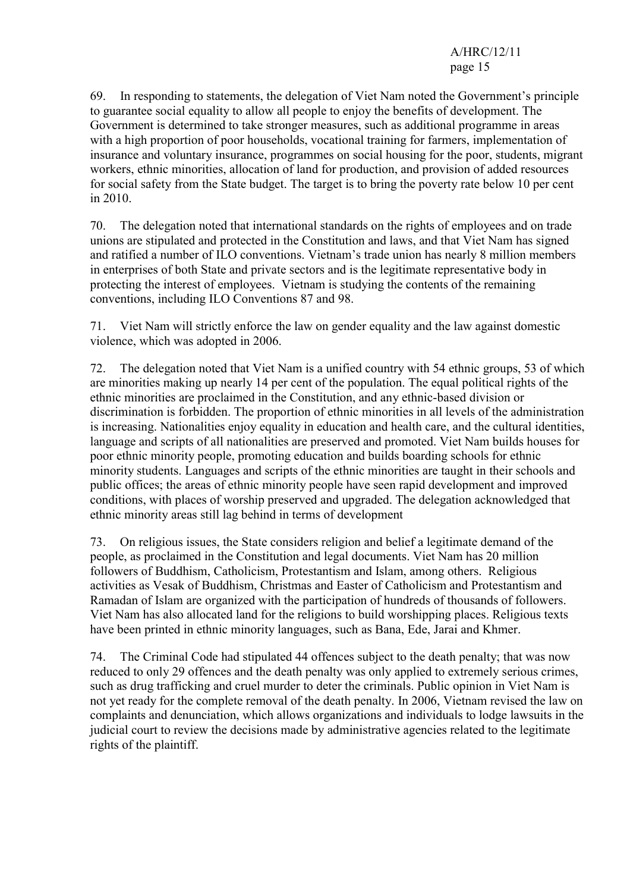69. In responding to statements, the delegation of Viet Nam noted the Government's principle to guarantee social equality to allow all people to enjoy the benefits of development. The Government is determined to take stronger measures, such as additional programme in areas with a high proportion of poor households, vocational training for farmers, implementation of insurance and voluntary insurance, programmes on social housing for the poor, students, migrant workers, ethnic minorities, allocation of land for production, and provision of added resources for social safety from the State budget. The target is to bring the poverty rate below 10 per cent in 2010.

70. The delegation noted that international standards on the rights of employees and on trade unions are stipulated and protected in the Constitution and laws, and that Viet Nam has signed and ratified a number of ILO conventions. Vietnam's trade union has nearly 8 million members in enterprises of both State and private sectors and is the legitimate representative body in protecting the interest of employees. Vietnam is studying the contents of the remaining conventions, including ILO Conventions 87 and 98.

71. Viet Nam will strictly enforce the law on gender equality and the law against domestic violence, which was adopted in 2006.

72. The delegation noted that Viet Nam is a unified country with 54 ethnic groups, 53 of which are minorities making up nearly 14 per cent of the population. The equal political rights of the ethnic minorities are proclaimed in the Constitution, and any ethnic-based division or discrimination is forbidden. The proportion of ethnic minorities in all levels of the administration is increasing. Nationalities enjoy equality in education and health care, and the cultural identities, language and scripts of all nationalities are preserved and promoted. Viet Nam builds houses for poor ethnic minority people, promoting education and builds boarding schools for ethnic minority students. Languages and scripts of the ethnic minorities are taught in their schools and public offices; the areas of ethnic minority people have seen rapid development and improved conditions, with places of worship preserved and upgraded. The delegation acknowledged that ethnic minority areas still lag behind in terms of development

73. On religious issues, the State considers religion and belief a legitimate demand of the people, as proclaimed in the Constitution and legal documents. Viet Nam has 20 million followers of Buddhism, Catholicism, Protestantism and Islam, among others. Religious activities as Vesak of Buddhism, Christmas and Easter of Catholicism and Protestantism and Ramadan of Islam are organized with the participation of hundreds of thousands of followers. Viet Nam has also allocated land for the religions to build worshipping places. Religious texts have been printed in ethnic minority languages, such as Bana, Ede, Jarai and Khmer.

74. The Criminal Code had stipulated 44 offences subject to the death penalty; that was now reduced to only 29 offences and the death penalty was only applied to extremely serious crimes, such as drug trafficking and cruel murder to deter the criminals. Public opinion in Viet Nam is not yet ready for the complete removal of the death penalty. In 2006, Vietnam revised the law on complaints and denunciation, which allows organizations and individuals to lodge lawsuits in the judicial court to review the decisions made by administrative agencies related to the legitimate rights of the plaintiff.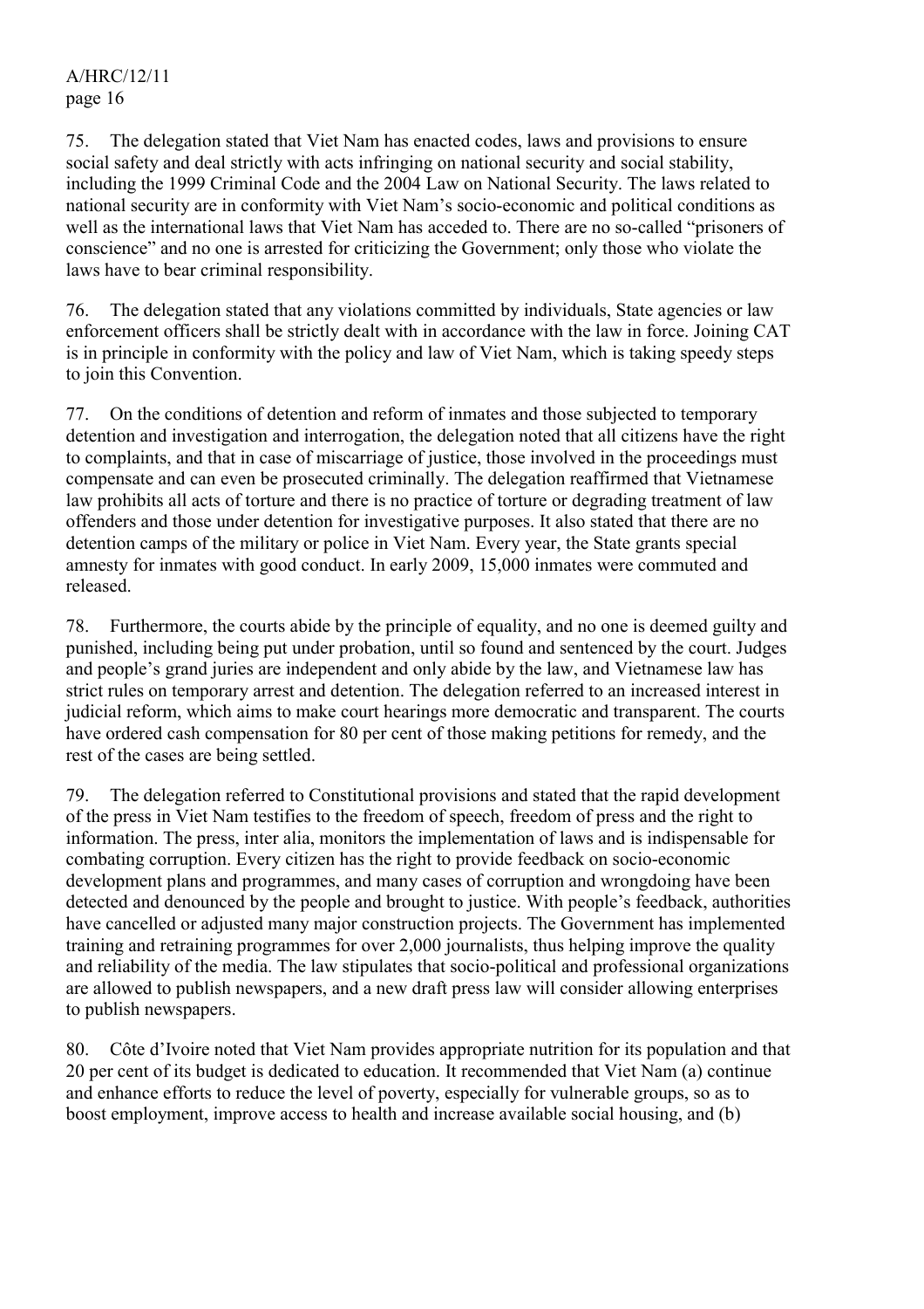75. The delegation stated that Viet Nam has enacted codes, laws and provisions to ensure social safety and deal strictly with acts infringing on national security and social stability, including the 1999 Criminal Code and the 2004 Law on National Security. The laws related to national security are in conformity with Viet Nam's socio-economic and political conditions as well as the international laws that Viet Nam has acceded to. There are no so-called "prisoners of conscience" and no one is arrested for criticizing the Government; only those who violate the laws have to bear criminal responsibility.

76. The delegation stated that any violations committed by individuals, State agencies or law enforcement officers shall be strictly dealt with in accordance with the law in force. Joining CAT is in principle in conformity with the policy and law of Viet Nam, which is taking speedy steps to join this Convention.

77. On the conditions of detention and reform of inmates and those subjected to temporary detention and investigation and interrogation, the delegation noted that all citizens have the right to complaints, and that in case of miscarriage of justice, those involved in the proceedings must compensate and can even be prosecuted criminally. The delegation reaffirmed that Vietnamese law prohibits all acts of torture and there is no practice of torture or degrading treatment of law offenders and those under detention for investigative purposes. It also stated that there are no detention camps of the military or police in Viet Nam. Every year, the State grants special amnesty for inmates with good conduct. In early 2009, 15,000 inmates were commuted and released.

78. Furthermore, the courts abide by the principle of equality, and no one is deemed guilty and punished, including being put under probation, until so found and sentenced by the court. Judges and people's grand juries are independent and only abide by the law, and Vietnamese law has strict rules on temporary arrest and detention. The delegation referred to an increased interest in judicial reform, which aims to make court hearings more democratic and transparent. The courts have ordered cash compensation for 80 per cent of those making petitions for remedy, and the rest of the cases are being settled.

79. The delegation referred to Constitutional provisions and stated that the rapid development of the press in Viet Nam testifies to the freedom of speech, freedom of press and the right to information. The press, inter alia, monitors the implementation of laws and is indispensable for combating corruption. Every citizen has the right to provide feedback on socio-economic development plans and programmes, and many cases of corruption and wrongdoing have been detected and denounced by the people and brought to justice. With people's feedback, authorities have cancelled or adjusted many major construction projects. The Government has implemented training and retraining programmes for over 2,000 journalists, thus helping improve the quality and reliability of the media. The law stipulates that socio-political and professional organizations are allowed to publish newspapers, and a new draft press law will consider allowing enterprises to publish newspapers.

80. Côte d'Ivoire noted that Viet Nam provides appropriate nutrition for its population and that 20 per cent of its budget is dedicated to education. It recommended that Viet Nam (a) continue and enhance efforts to reduce the level of poverty, especially for vulnerable groups, so as to boost employment, improve access to health and increase available social housing, and (b)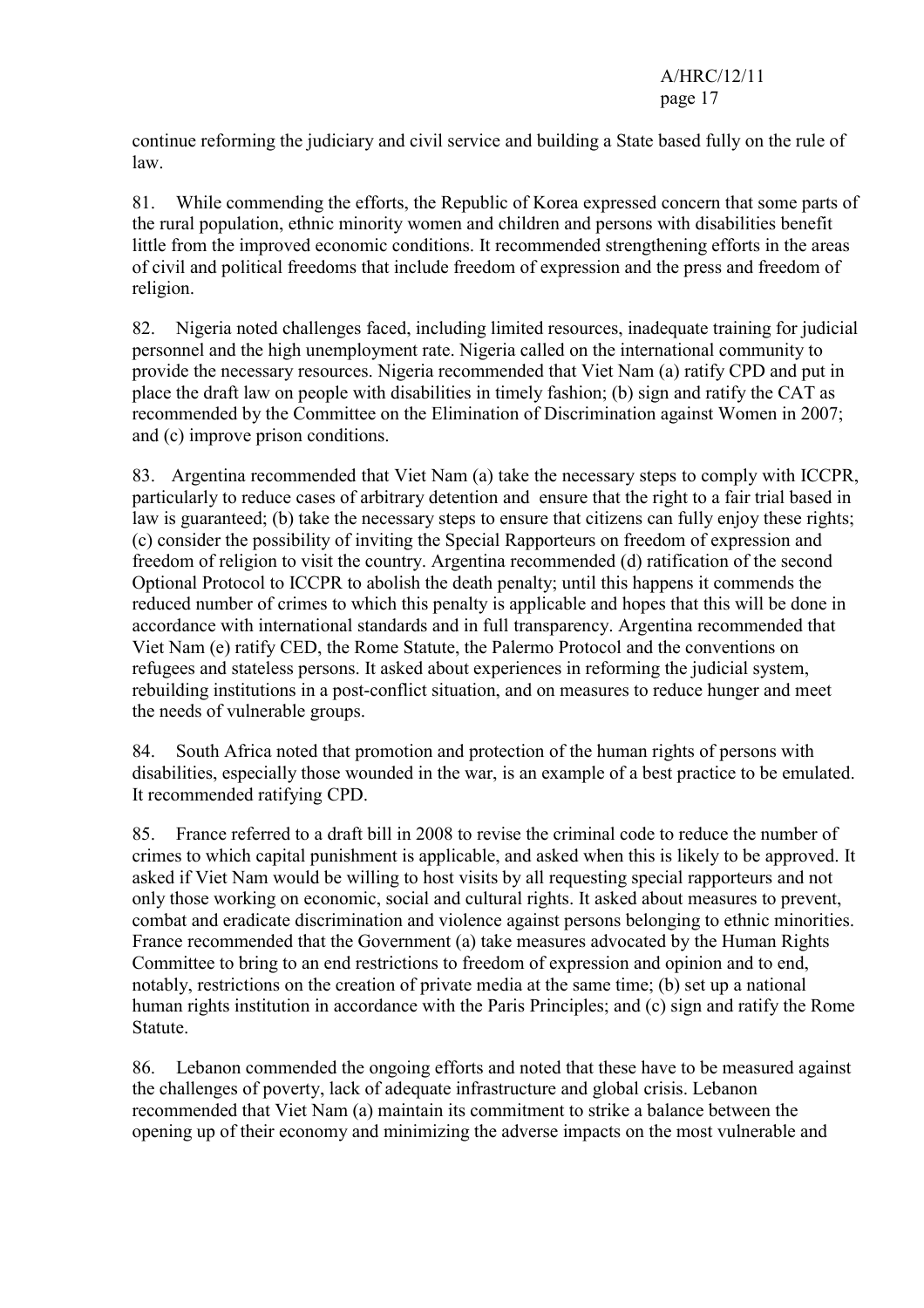continue reforming the judiciary and civil service and building a State based fully on the rule of law.

81. While commending the efforts, the Republic of Korea expressed concern that some parts of the rural population, ethnic minority women and children and persons with disabilities benefit little from the improved economic conditions. It recommended strengthening efforts in the areas of civil and political freedoms that include freedom of expression and the press and freedom of religion.

82. Nigeria noted challenges faced, including limited resources, inadequate training for judicial personnel and the high unemployment rate. Nigeria called on the international community to provide the necessary resources. Nigeria recommended that Viet Nam (a) ratify CPD and put in place the draft law on people with disabilities in timely fashion; (b) sign and ratify the CAT as recommended by the Committee on the Elimination of Discrimination against Women in 2007; and (c) improve prison conditions.

83. Argentina recommended that Viet Nam (a) take the necessary steps to comply with ICCPR, particularly to reduce cases of arbitrary detention and ensure that the right to a fair trial based in law is guaranteed; (b) take the necessary steps to ensure that citizens can fully enjoy these rights; (c) consider the possibility of inviting the Special Rapporteurs on freedom of expression and freedom of religion to visit the country. Argentina recommended (d) ratification of the second Optional Protocol to ICCPR to abolish the death penalty; until this happens it commends the reduced number of crimes to which this penalty is applicable and hopes that this will be done in accordance with international standards and in full transparency. Argentina recommended that Viet Nam (e) ratify CED, the Rome Statute, the Palermo Protocol and the conventions on refugees and stateless persons. It asked about experiences in reforming the judicial system, rebuilding institutions in a post-conflict situation, and on measures to reduce hunger and meet the needs of vulnerable groups.

84. South Africa noted that promotion and protection of the human rights of persons with disabilities, especially those wounded in the war, is an example of a best practice to be emulated. It recommended ratifying CPD.

85. France referred to a draft bill in 2008 to revise the criminal code to reduce the number of crimes to which capital punishment is applicable, and asked when this is likely to be approved. It asked if Viet Nam would be willing to host visits by all requesting special rapporteurs and not only those working on economic, social and cultural rights. It asked about measures to prevent, combat and eradicate discrimination and violence against persons belonging to ethnic minorities. France recommended that the Government (a) take measures advocated by the Human Rights Committee to bring to an end restrictions to freedom of expression and opinion and to end, notably, restrictions on the creation of private media at the same time; (b) set up a national human rights institution in accordance with the Paris Principles; and (c) sign and ratify the Rome Statute.

86. Lebanon commended the ongoing efforts and noted that these have to be measured against the challenges of poverty, lack of adequate infrastructure and global crisis. Lebanon recommended that Viet Nam (a) maintain its commitment to strike a balance between the opening up of their economy and minimizing the adverse impacts on the most vulnerable and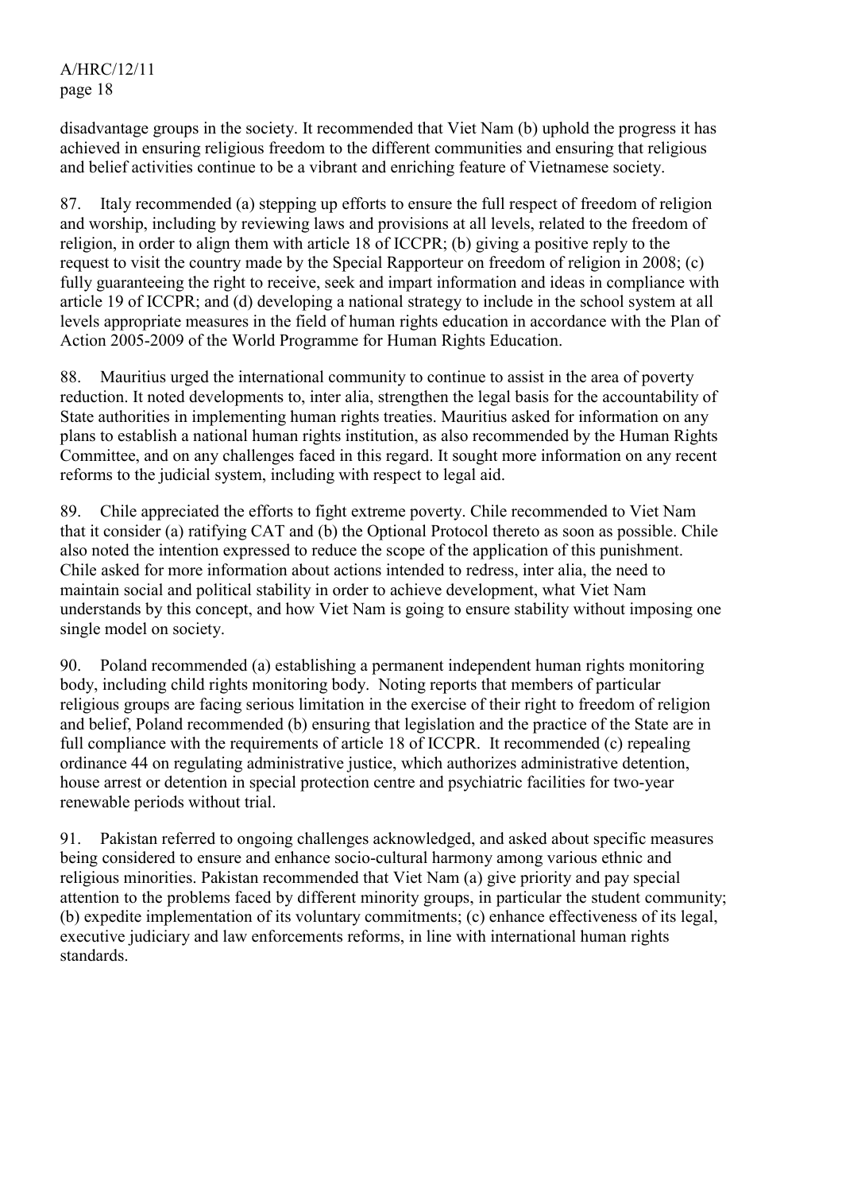disadvantage groups in the society. It recommended that Viet Nam (b) uphold the progress it has achieved in ensuring religious freedom to the different communities and ensuring that religious and belief activities continue to be a vibrant and enriching feature of Vietnamese society.

87. Italy recommended (a) stepping up efforts to ensure the full respect of freedom of religion and worship, including by reviewing laws and provisions at all levels, related to the freedom of religion, in order to align them with article 18 of ICCPR; (b) giving a positive reply to the request to visit the country made by the Special Rapporteur on freedom of religion in 2008; (c) fully guaranteeing the right to receive, seek and impart information and ideas in compliance with article 19 of ICCPR; and (d) developing a national strategy to include in the school system at all levels appropriate measures in the field of human rights education in accordance with the Plan of Action 2005-2009 of the World Programme for Human Rights Education.

88. Mauritius urged the international community to continue to assist in the area of poverty reduction. It noted developments to, inter alia, strengthen the legal basis for the accountability of State authorities in implementing human rights treaties. Mauritius asked for information on any plans to establish a national human rights institution, as also recommended by the Human Rights Committee, and on any challenges faced in this regard. It sought more information on any recent reforms to the judicial system, including with respect to legal aid.

89. Chile appreciated the efforts to fight extreme poverty. Chile recommended to Viet Nam that it consider (a) ratifying CAT and (b) the Optional Protocol thereto as soon as possible. Chile also noted the intention expressed to reduce the scope of the application of this punishment. Chile asked for more information about actions intended to redress, inter alia, the need to maintain social and political stability in order to achieve development, what Viet Nam understands by this concept, and how Viet Nam is going to ensure stability without imposing one single model on society.

90. Poland recommended (a) establishing a permanent independent human rights monitoring body, including child rights monitoring body. Noting reports that members of particular religious groups are facing serious limitation in the exercise of their right to freedom of religion and belief, Poland recommended (b) ensuring that legislation and the practice of the State are in full compliance with the requirements of article 18 of ICCPR. It recommended (c) repealing ordinance 44 on regulating administrative justice, which authorizes administrative detention, house arrest or detention in special protection centre and psychiatric facilities for two-year renewable periods without trial.

91. Pakistan referred to ongoing challenges acknowledged, and asked about specific measures being considered to ensure and enhance socio-cultural harmony among various ethnic and religious minorities. Pakistan recommended that Viet Nam (a) give priority and pay special attention to the problems faced by different minority groups, in particular the student community; (b) expedite implementation of its voluntary commitments; (c) enhance effectiveness of its legal, executive judiciary and law enforcements reforms, in line with international human rights standards.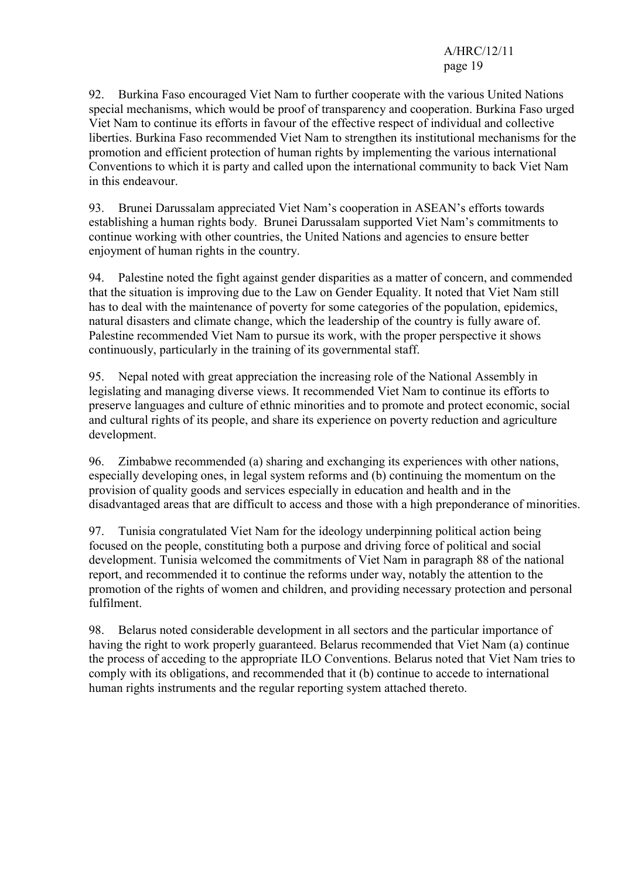92. Burkina Faso encouraged Viet Nam to further cooperate with the various United Nations special mechanisms, which would be proof of transparency and cooperation. Burkina Faso urged Viet Nam to continue its efforts in favour of the effective respect of individual and collective liberties. Burkina Faso recommended Viet Nam to strengthen its institutional mechanisms for the promotion and efficient protection of human rights by implementing the various international Conventions to which it is party and called upon the international community to back Viet Nam in this endeavour.

93. Brunei Darussalam appreciated Viet Nam's cooperation in ASEAN's efforts towards establishing a human rights body. Brunei Darussalam supported Viet Nam's commitments to continue working with other countries, the United Nations and agencies to ensure better enjoyment of human rights in the country.

94. Palestine noted the fight against gender disparities as a matter of concern, and commended that the situation is improving due to the Law on Gender Equality. It noted that Viet Nam still has to deal with the maintenance of poverty for some categories of the population, epidemics, natural disasters and climate change, which the leadership of the country is fully aware of. Palestine recommended Viet Nam to pursue its work, with the proper perspective it shows continuously, particularly in the training of its governmental staff.

95. Nepal noted with great appreciation the increasing role of the National Assembly in legislating and managing diverse views. It recommended Viet Nam to continue its efforts to preserve languages and culture of ethnic minorities and to promote and protect economic, social and cultural rights of its people, and share its experience on poverty reduction and agriculture development.

96. Zimbabwe recommended (a) sharing and exchanging its experiences with other nations, especially developing ones, in legal system reforms and (b) continuing the momentum on the provision of quality goods and services especially in education and health and in the disadvantaged areas that are difficult to access and those with a high preponderance of minorities.

97. Tunisia congratulated Viet Nam for the ideology underpinning political action being focused on the people, constituting both a purpose and driving force of political and social development. Tunisia welcomed the commitments of Viet Nam in paragraph 88 of the national report, and recommended it to continue the reforms under way, notably the attention to the promotion of the rights of women and children, and providing necessary protection and personal fulfilment.

98. Belarus noted considerable development in all sectors and the particular importance of having the right to work properly guaranteed. Belarus recommended that Viet Nam (a) continue the process of acceding to the appropriate ILO Conventions. Belarus noted that Viet Nam tries to comply with its obligations, and recommended that it (b) continue to accede to international human rights instruments and the regular reporting system attached thereto.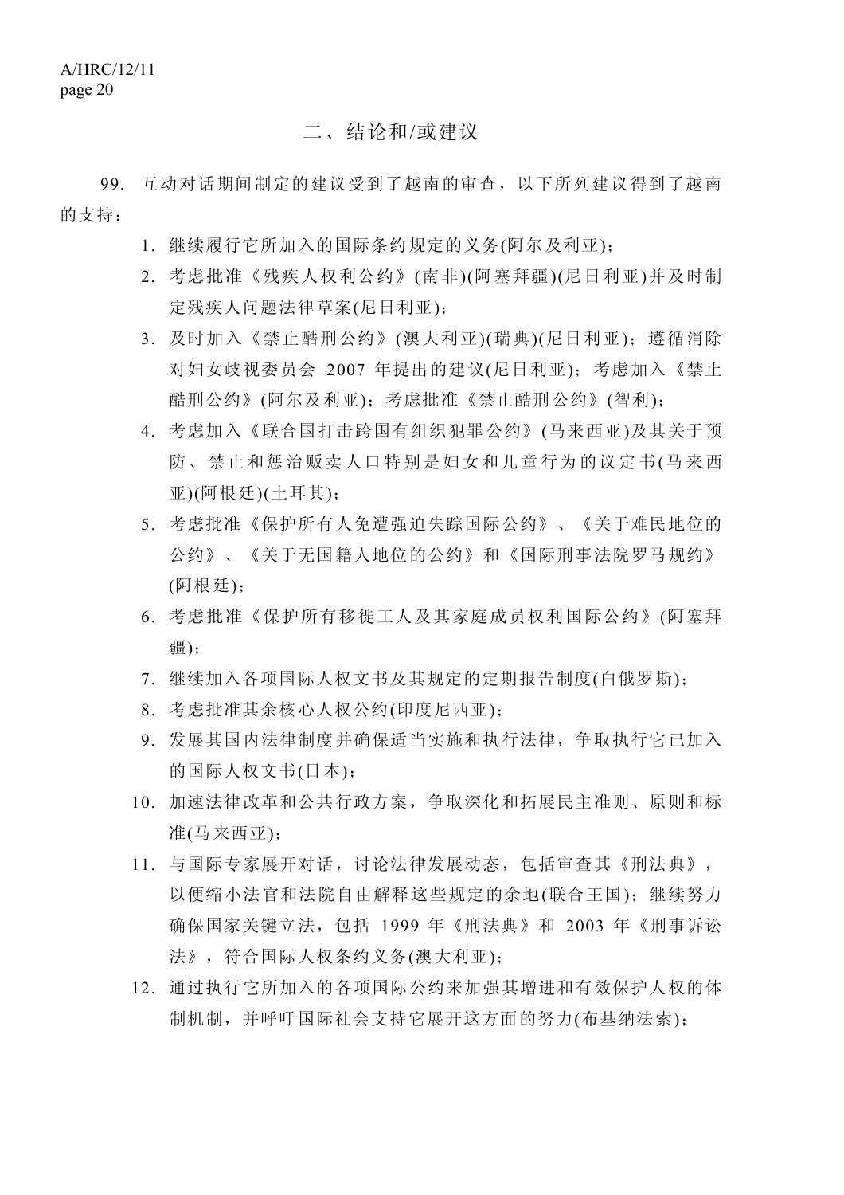## 二、结论和/或建议

99. 互动对话期间制定的建议受到了越南的审查，以下所列建议得到了越南的支持：

1. 继续履行它所加入的国际条约规定的义务(阿尔及利亚)；
2. 考虑批准《残疾人权利公约》(南非)(阿塞拜疆)(尼日利亚)并及时制定残疾人问题法律草案(尼日利亚)；
3. 及时加入《禁止酷刑公约》(澳大利亚)(瑞典)(尼日利亚)；遵循消除对妇女歧视委员会 2007 年提出的建议(尼日利亚)；考虑加入《禁止酷刑公约》(阿尔及利亚)；考虑批准《禁止酷刑公约》(智利)；
4. 考虑加入《联合国打击跨国有组织犯罪公约》(马来西亚)及其关于预防、禁止和惩治贩卖人口特别是妇女和儿童行为的议定书(马来西亚)(阿根廷)(土耳其)；
5. 考虑批准《保护所有人免遭强迫失踪国际公约》、《关于难民地位的公约》、《关于无国籍人地位的公约》和《国际刑事法院罗马规约》(阿根廷)；
6. 考虑批准《保护所有移徙工人及其家庭成员权利国际公约》(阿塞拜疆)；
7. 继续加入各项国际人权文书及其规定的定期报告制度(白俄罗斯)；
8. 考虑批准其余核心人权公约(印度尼西亚)；
9. 发展其国内法律制度并确保适当实施和执行法律，争取执行它已加入的国际人权文书(日本)；
10. 加速法律改革和公共行政方案，争取深化和拓展民主准则、原则和标准(马来西亚)；
11. 与国际专家展开对话，讨论法律发展动态，包括审查其《刑法典》，以便缩小法官和法院自由解释这些规定的余地(联合王国)；继续努力确保国家关键立法，包括 1999 年《刑法典》和 2003 年《刑事诉讼法》，符合国际人权条约义务(澳大利亚)；
12. 通过执行它所加入的各项国际公约来加强其增进和有效保护人权的体制机制，并呼吁国际社会支持它展开这方面的努力(布基纳法索)；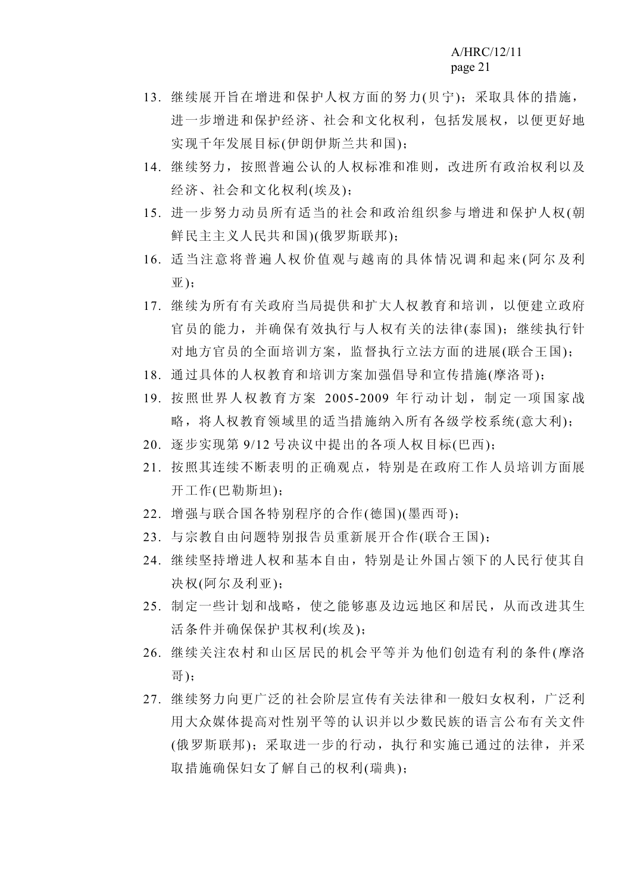13. 继续展开旨在增进和保护人权方面的努力(贝宁)；采取具体的措施，进一步增进和保护经济、社会和文化权利，包括发展权，以便更好地实现千年发展目标(伊朗伊斯兰共和国)；
14. 继续努力，按照普遍公认的人权标准和准则，改进所有政治权利以及经济、社会和文化权利(埃及)；
15. 进一步努力动员所有适当的社会和政治组织参与增进和保护人权(朝鲜民主主义人民共和国)(俄罗斯联邦)；
16. 适当注意将普遍人权价值观与越南的具体情况调和起来(阿尔及利亚)；
17. 继续为所有有关政府当局提供和扩大人权教育和培训，以便建立政府官员的能力，并确保有效执行与人权有关的法律(泰国)；继续执行针对地方官员的全面培训方案，监督执行立法方面的进展(联合王国)；
18. 通过具体的人权教育和培训方案加强倡导和宣传措施(摩洛哥)；
19. 按照世界人权教育方案 2005-2009 年行动计划，制定一项国家战略，将人权教育领域里的适当措施纳入所有各级学校系统(意大利)；
20. 逐步实现第 9/12 号决议中提出的各项人权目标(巴西)；
21. 按照其连续不断表明的正确观点，特别是在政府工作人员培训方面展开工作(巴勒斯坦)；
22. 增强与联合国各特别程序的合作(德国)(墨西哥)；
23. 与宗教自由问题特别报告员重新展开合作(联合王国)；
24. 继续坚持增进人权和基本自由，特别是让外国占领下的人民行使其自决权(阿尔及利亚)；
25. 制定一些计划和战略，使之能够惠及边远地区和居民，从而改进其生活条件并确保保护其权利(埃及)；
26. 继续关注农村和山区居民的机会平等并为他们创造有利的条件(摩洛哥)；
27. 继续努力向更广泛的社会阶层宣传有关法律和一般妇女权利，广泛利用大众媒体提高对性别平等的认识并以少数民族的语言公布有关文件(俄罗斯联邦)；采取进一步的行动，执行和实施已通过的法律，并采取措施确保妇女了解自己的权利(瑞典)；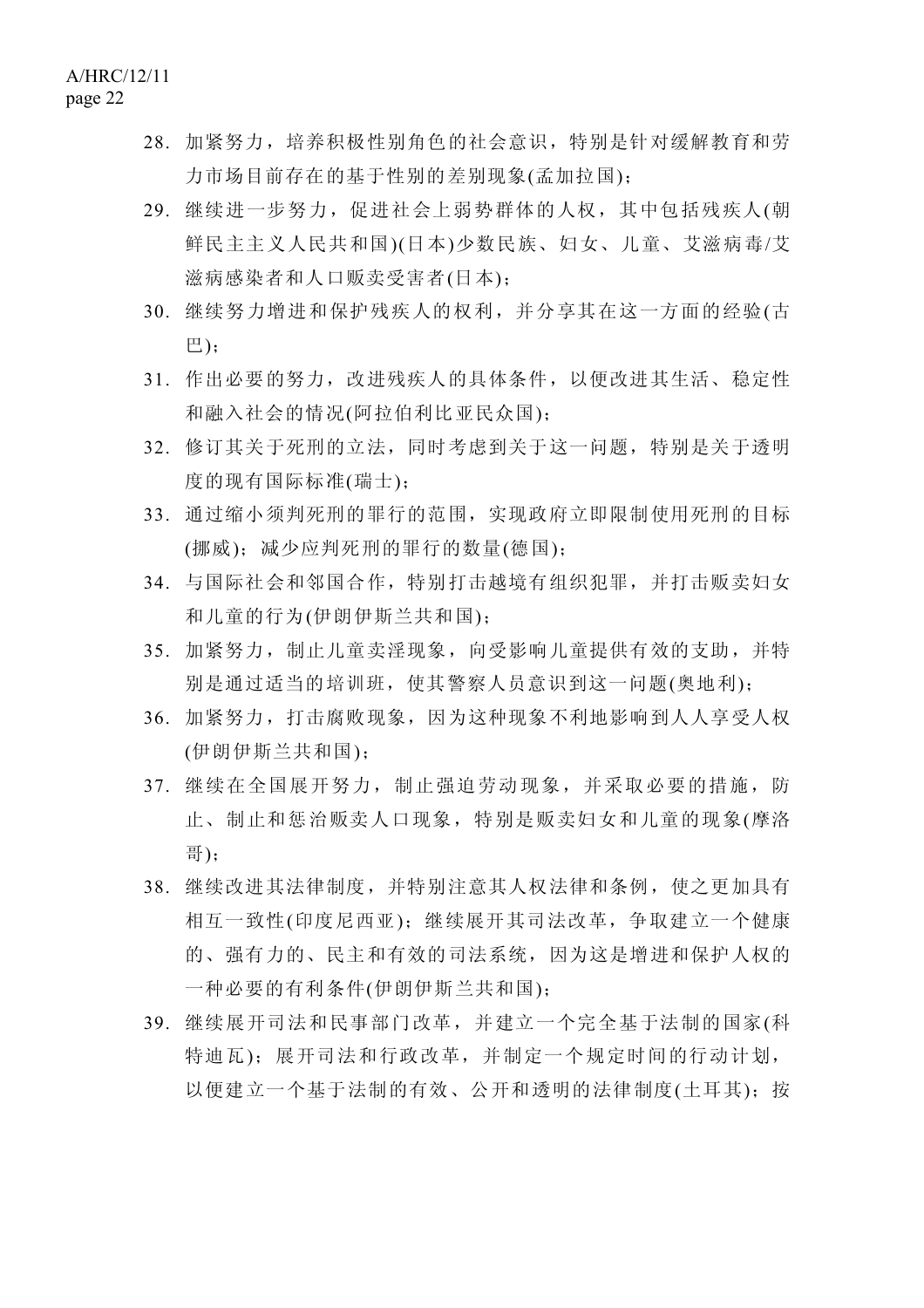28. 加紧努力，培养积极性别角色的社会意识，特别是针对缓解教育和劳力市场目前存在的基于性别的差别现象(孟加拉国)；

29. 继续进一步努力，促进社会上弱势群体的人权，其中包括残疾人(朝鲜民主主义人民共和国)(日本)少数民族、妇女、儿童、艾滋病毒/艾滋病感染者和人口贩卖受害者(日本)；

30. 继续努力增进和保护残疾人的权利，并分享其在这一方面的经验(古巴)；

31. 作出必要的努力，改进残疾人的具体条件，以便改进其生活、稳定性和融入社会的情况(阿拉伯利比亚民众国)；

32. 修订其关于死刑的立法，同时考虑到关于这一问题，特别是关于透明度的现有国际标准(瑞士)；

33. 通过缩小须判死刑的罪行的范围，实现政府立即限制使用死刑的目标(挪威)；减少应判死刑的罪行的数量(德国)；

34. 与国际社会和邻国合作，特别打击越境有组织犯罪，并打击贩卖妇女和儿童的行为(伊朗伊斯兰共和国)；

35. 加紧努力，制止儿童卖淫现象，向受影响儿童提供有效的支助，并特别是通过适当的培训班，使其警察人员意识到这一问题(奥地利)；

36. 加紧努力，打击腐败现象，因为这种现象不利地影响到人人享受人权(伊朗伊斯兰共和国)；

37. 继续在全国展开努力，制止强迫劳动现象，并采取必要的措施，防止、制止和惩治贩卖人口现象，特别是贩卖妇女和儿童的现象(摩洛哥)；

38. 继续改进其法律制度，并特别注意其人权法律和条例，使之更加具有相互一致性(印度尼西亚)；继续展开其司法改革，争取建立一个健康的、强有力的、民主和有效的司法系统，因为这是增进和保护人权的一种必要的有利条件(伊朗伊斯兰共和国)；

39. 继续展开司法和民事部门改革，并建立一个完全基于法制的国家(科特迪瓦)；展开司法和行政改革，并制定一个规定时间的行动计划，以便建立一个基于法制的有效、公开和透明的法律制度(土耳其)；按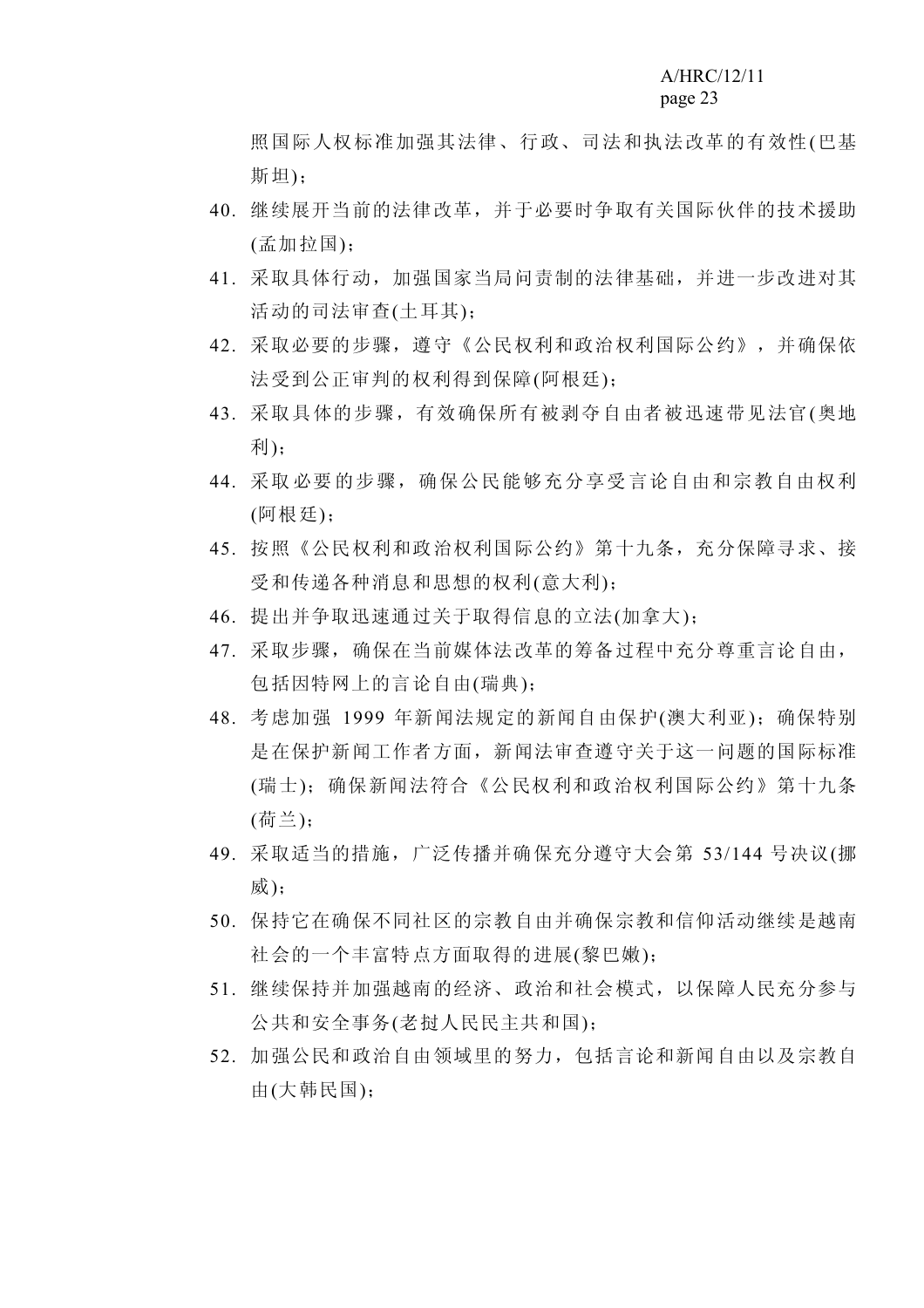照国际人权标准加强其法律、行政、司法和执法改革的有效性(巴基斯坦)；

40. 继续展开当前的法律改革，并于必要时争取有关国际伙伴的技术援助(孟加拉国)；

41. 采取具体行动，加强国家当局问责制的法律基础，并进一步改进对其活动的司法审查(土耳其)；

42. 采取必要的步骤，遵守《公民权利和政治权利国际公约》，并确保依法受到公正审判的权利得到保障(阿根廷)；

43. 采取具体的步骤，有效确保所有被剥夺自由者被迅速带见法官(奥地利)；

44. 采取必要的步骤，确保公民能够充分享受言论自由和宗教自由权利(阿根廷)；

45. 按照《公民权利和政治权利国际公约》第十九条，充分保障寻求、接受和传递各种消息和思想的权利(意大利)；

46. 提出并争取迅速通过关于取得信息的立法(加拿大)；

47. 采取步骤，确保在当前媒体法改革的筹备过程中充分尊重言论自由，包括因特网上的言论自由(瑞典)；

48. 考虑加强 1999 年新闻法规定的新闻自由保护(澳大利亚)；确保特别是在保护新闻工作者方面，新闻法审查遵守关于这一问题的国际标准(瑞士)；确保新闻法符合《公民权利和政治权利国际公约》第十九条(荷兰)；

49. 采取适当的措施，广泛传播并确保充分遵守大会第 53/144 号决议(挪威)；

50. 保持它在确保不同社区的宗教自由并确保宗教和信仰活动继续是越南社会的一个丰富特点方面取得的进展(黎巴嫩)；

51. 继续保持并加强越南的经济、政治和社会模式，以保障人民充分参与公共和安全事务(老挝人民民主共和国)；

52. 加强公民和政治自由领域里的努力，包括言论和新闻自由以及宗教自由(大韩民国)；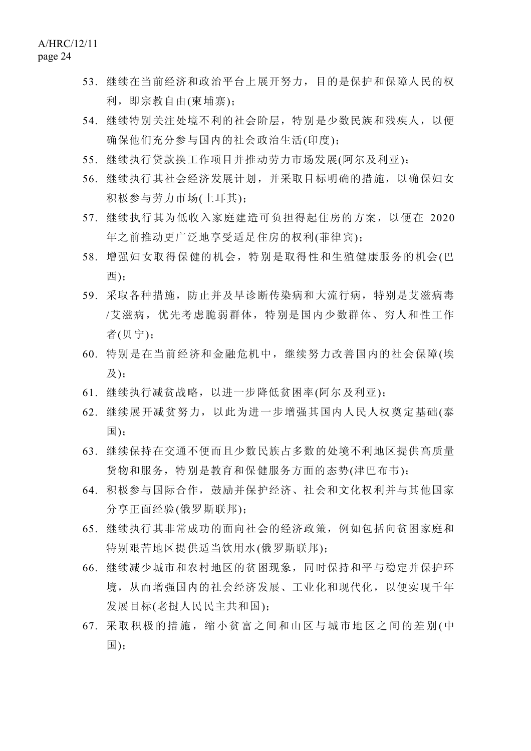53. 继续在当前经济和政治平台上展开努力，目的是保护和保障人民的权利，即宗教自由(柬埔寨)；

54. 继续特别关注处境不利的社会阶层，特别是少数民族和残疾人，以便确保他们充分参与国内的社会政治生活(印度)；

55. 继续执行贷款换工作项目并推动劳力市场发展(阿尔及利亚)；

56. 继续执行其社会经济发展计划，并采取目标明确的措施，以确保妇女积极参与劳力市场(土耳其)；

57. 继续执行其为低收入家庭建造可负担得起住房的方案，以便在 2020 年之前推动更广泛地享受适足住房的权利(菲律宾)；

58. 增强妇女取得保健的机会，特别是取得性和生殖健康服务的机会(巴西)；

59. 采取各种措施，防止并及早诊断传染病和大流行病，特别是艾滋病毒/艾滋病，优先考虑脆弱群体，特别是国内少数群体、穷人和性工作者(贝宁)；

60. 特别是在当前经济和金融危机中，继续努力改善国内的社会保障(埃及)；

61. 继续执行减贫战略，以进一步降低贫困率(阿尔及利亚)；

62. 继续展开减贫努力，以此为进一步增强其国内人民人权奠定基础(泰国)；

63. 继续保持在交通不便而且少数民族占多数的处境不利地区提供高质量货物和服务，特别是教育和保健服务方面的态势(津巴布韦)；

64. 积极参与国际合作，鼓励并保护经济、社会和文化权利并与其他国家分享正面经验(俄罗斯联邦)；

65. 继续执行其非常成功的面向社会的经济政策，例如包括向贫困家庭和特别艰苦地区提供适当饮用水(俄罗斯联邦)；

66. 继续减少城市和农村地区的贫困现象，同时保持和平与稳定并保护环境，从而增强国内的社会经济发展、工业化和现代化，以便实现千年发展目标(老挝人民民主共和国)；

67. 采取积极的措施，缩小贫富之间和山区与城市地区之间的差别(中国)；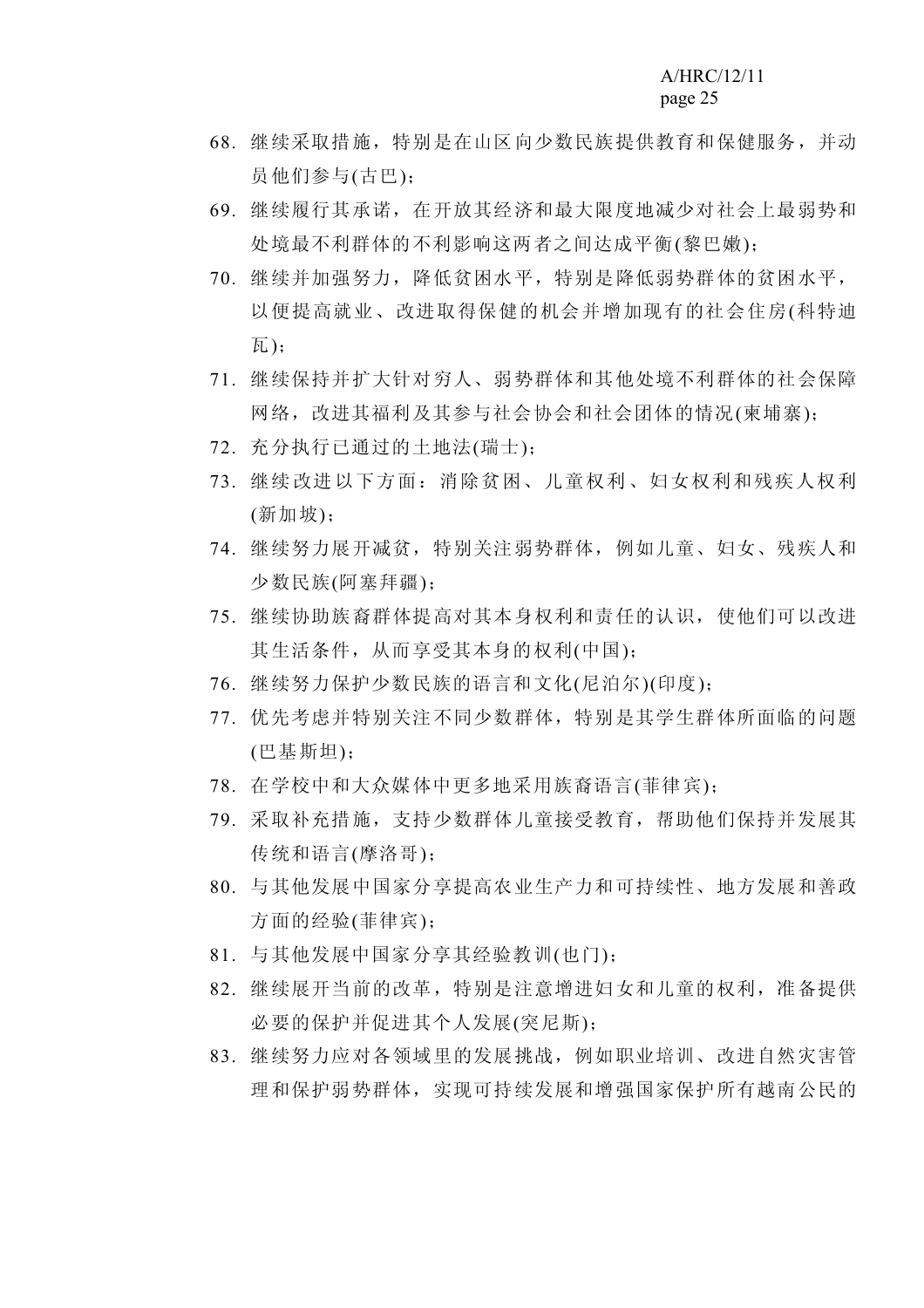68. 继续采取措施，特别是在山区向少数民族提供教育和保健服务，并动员他们参与(古巴)；
69. 继续履行其承诺，在开放其经济和最大限度地减少对社会上最弱势和处境最不利群体的不利影响这两者之间达成平衡(黎巴嫩)；
70. 继续并加强努力，降低贫困水平，特别是降低弱势群体的贫困水平，以便提高就业、改进取得保健的机会并增加现有的社会住房(科特迪瓦)；
71. 继续保持并扩大针对穷人、弱势群体和其他处境不利群体的社会保障网络，改进其福利及其参与社会协会和社会团体的情况(柬埔寨)；
72. 充分执行已通过的土地法(瑞士)；
73. 继续改进以下方面：消除贫困、儿童权利、妇女权利和残疾人权利(新加坡)；
74. 继续努力展开减贫，特别关注弱势群体，例如儿童、妇女、残疾人和少数民族(阿塞拜疆)；
75. 继续协助族裔群体提高对其本身权利和责任的认识，使他们可以改进其生活条件，从而享受其本身的权利(中国)；
76. 继续努力保护少数民族的语言和文化(尼泊尔)(印度)；
77. 优先考虑并特别关注不同少数群体，特别是其学生群体所面临的问题(巴基斯坦)；
78. 在学校中和大众媒体中更多地采用族裔语言(菲律宾)；
79. 采取补充措施，支持少数群体儿童接受教育，帮助他们保持并发展其传统和语言(摩洛哥)；
80. 与其他发展中国家分享提高农业生产力和可持续性、地方发展和善政方面的经验(菲律宾)；
81. 与其他发展中国家分享其经验教训(也门)；
82. 继续展开当前的改革，特别是注意增进妇女和儿童的权利，准备提供必要的保护并促进其个人发展(突尼斯)；
83. 继续努力应对各领域里的发展挑战，例如职业培训、改进自然灾害管理和保护弱势群体，实现可持续发展和增强国家保护所有越南公民的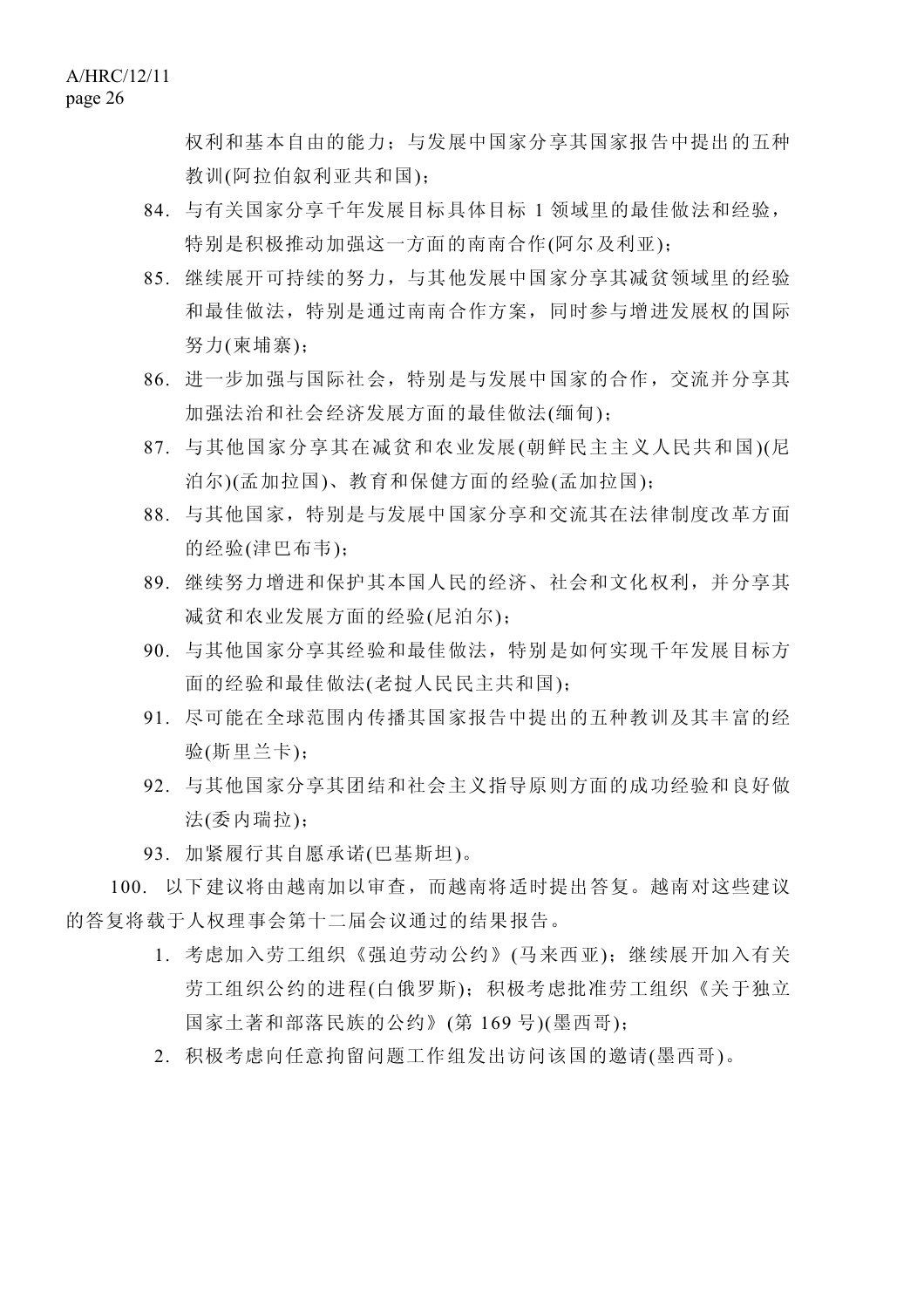权利和基本自由的能力；与发展中国家分享其国家报告中提出的五种教训(阿拉伯叙利亚共和国)；

84. 与有关国家分享千年发展目标具体目标 1 领域里的最佳做法和经验，特别是积极推动加强这一方面的南南合作(阿尔及利亚)；

85. 继续展开可持续的努力，与其他发展中国家分享其减贫领域里的经验和最佳做法，特别是通过南南合作方案，同时参与增进发展权的国际努力(柬埔寨)；

86. 进一步加强与国际社会，特别是与发展中国家的合作，交流并分享其加强法治和社会经济发展方面的最佳做法(缅甸)；

87. 与其他国家分享其在减贫和农业发展(朝鲜民主主义人民共和国)(尼泊尔)(孟加拉国)、教育和保健方面的经验(孟加拉国)；

88. 与其他国家，特别是与发展中国家分享和交流其在法律制度改革方面的经验(津巴布韦)；

89. 继续努力增进和保护其本国人民的经济、社会和文化权利，并分享其减贫和农业发展方面的经验(尼泊尔)；

90. 与其他国家分享其经验和最佳做法，特别是如何实现千年发展目标方面的经验和最佳做法(老挝人民民主共和国)；

91. 尽可能在全球范围内传播其国家报告中提出的五种教训及其丰富的经验(斯里兰卡)；

92. 与其他国家分享其团结和社会主义指导原则方面的成功经验和良好做法(委内瑞拉)；

93. 加紧履行其自愿承诺(巴基斯坦)。

100. 以下建议将由越南加以审查，而越南将适时提出答复。越南对这些建议的答复将载于人权理事会第十二届会议通过的结果报告。

1. 考虑加入劳工组织《强迫劳动公约》(马来西亚)；继续展开加入有关劳工组织公约的进程(白俄罗斯)；积极考虑批准劳工组织《关于独立国家土著和部落民族的公约》(第 169 号)(墨西哥)；

2. 积极考虑向任意拘留问题工作组发出访问该国的邀请(墨西哥)。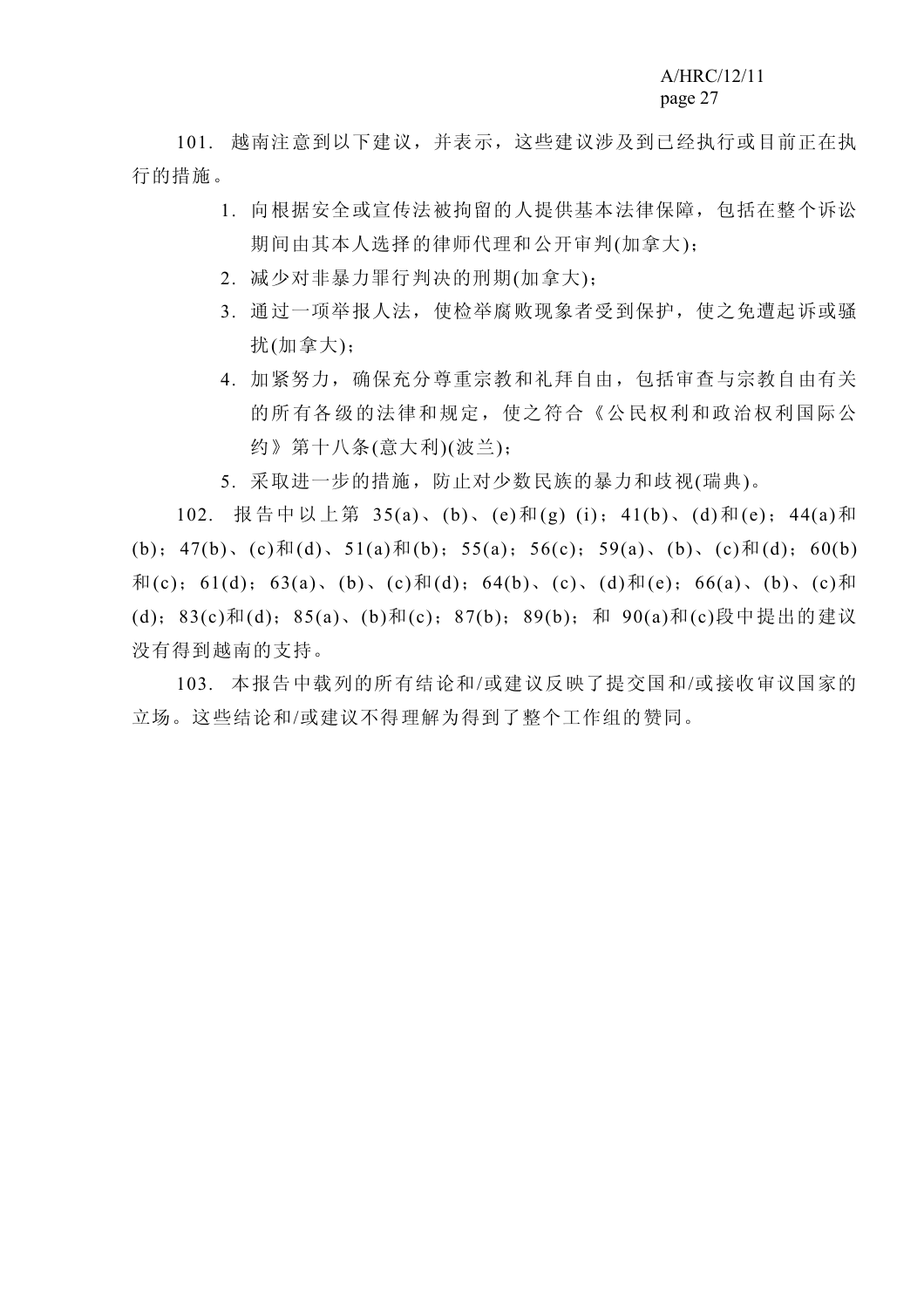101. 越南注意到以下建议，并表示，这些建议涉及到已经执行或目前正在执行的措施。

1. 向根据安全或宣传法被拘留的人提供基本法律保障，包括在整个诉讼期间由其本人选择的律师代理和公开审判(加拿大)；
2. 减少对非暴力罪行判决的刑期(加拿大)；
3. 通过一项举报人法，使检举腐败现象者受到保护，使之免遭起诉或骚扰(加拿大)；
4. 加紧努力，确保充分尊重宗教和礼拜自由，包括审查与宗教自由有关的所有各级的法律和规定，使之符合《公民权利和政治权利国际公约》第十八条(意大利)(波兰)；
5. 采取进一步的措施，防止对少数民族的暴力和歧视(瑞典)。

102. 报告中以上第 35(a)、(b)、(e)和(g) (i)；41(b)、(d)和(e)；44(a)和(b)；47(b)、(c)和(d)、51(a)和(b)；55(a)；56(c)；59(a)、(b)、(c)和(d)；60(b)和(c)；61(d)；63(a)、(b)、(c)和(d)；64(b)、(c)、(d)和(e)；66(a)、(b)、(c)和(d)；83(c)和(d)；85(a)、(b)和(c)；87(b)；89(b)；和 90(a)和(c)段中提出的建议没有得到越南的支持。

103. 本报告中载列的所有结论和/或建议反映了提交国和/或接收审议国家的立场。这些结论和/或建议不得理解为得到了整个工作组的赞同。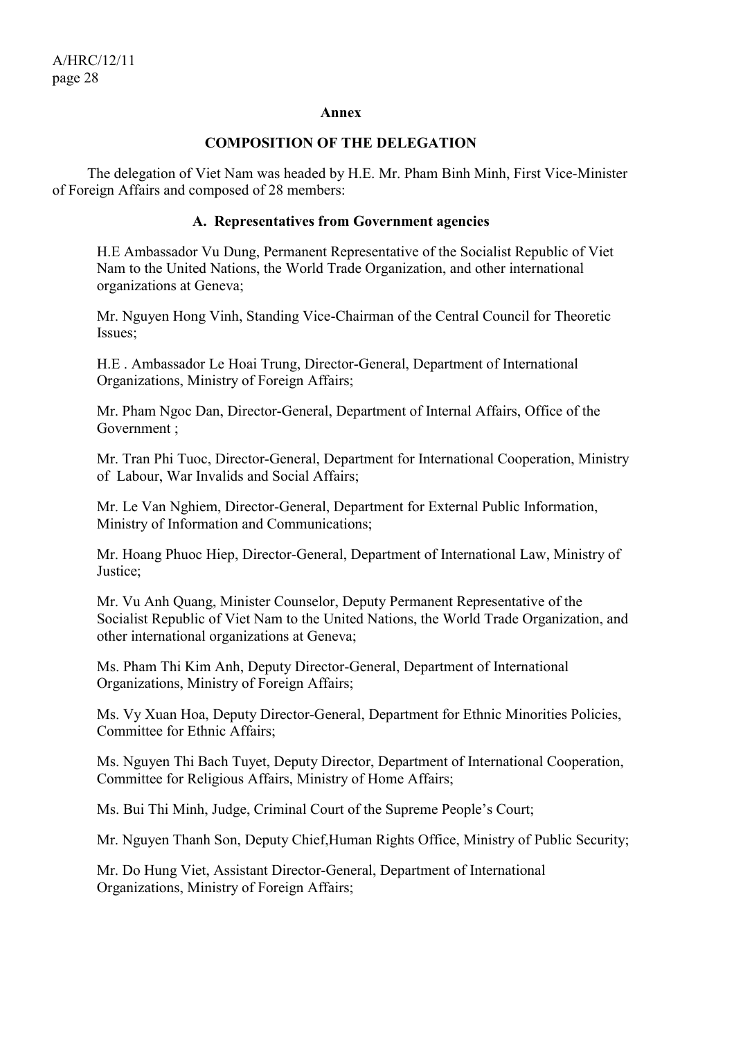**Annex**

**COMPOSITION OF THE DELEGATION**

The delegation of Viet Nam was headed by H.E. Mr. Pham Binh Minh, First Vice-Minister of Foreign Affairs and composed of 28 members:

**A. Representatives from Government agencies**

H.E Ambassador Vu Dung, Permanent Representative of the Socialist Republic of Viet Nam to the United Nations, the World Trade Organization, and other international organizations at Geneva;

Mr. Nguyen Hong Vinh, Standing Vice-Chairman of the Central Council for Theoretic Issues;

H.E . Ambassador Le Hoai Trung, Director-General, Department of International Organizations, Ministry of Foreign Affairs;

Mr. Pham Ngoc Dan, Director-General, Department of Internal Affairs, Office of the Government ;

Mr. Tran Phi Tuoc, Director-General, Department for International Cooperation, Ministry of Labour, War Invalids and Social Affairs;

Mr. Le Van Nghiem, Director-General, Department for External Public Information, Ministry of Information and Communications;

Mr. Hoang Phuoc Hiep, Director-General, Department of International Law, Ministry of Justice;

Mr. Vu Anh Quang, Minister Counselor, Deputy Permanent Representative of the Socialist Republic of Viet Nam to the United Nations, the World Trade Organization, and other international organizations at Geneva;

Ms. Pham Thi Kim Anh, Deputy Director-General, Department of International Organizations, Ministry of Foreign Affairs;

Ms. Vy Xuan Hoa, Deputy Director-General, Department for Ethnic Minorities Policies, Committee for Ethnic Affairs;

Ms. Nguyen Thi Bach Tuyet, Deputy Director, Department of International Cooperation, Committee for Religious Affairs, Ministry of Home Affairs;

Ms. Bui Thi Minh, Judge, Criminal Court of the Supreme People's Court;

Mr. Nguyen Thanh Son, Deputy Chief,Human Rights Office, Ministry of Public Security;

Mr. Do Hung Viet, Assistant Director-General, Department of International Organizations, Ministry of Foreign Affairs;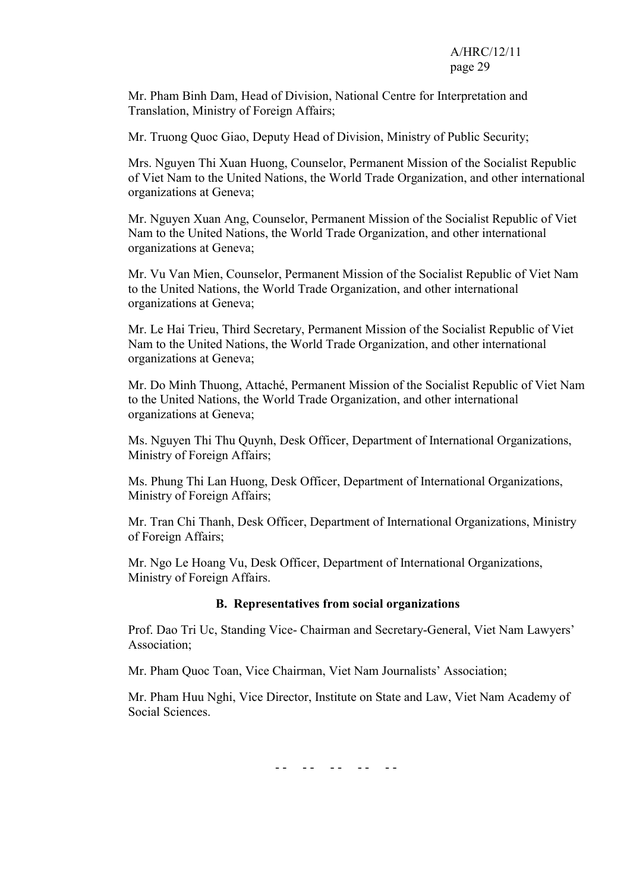Mr. Pham Binh Dam, Head of Division, National Centre for Interpretation and Translation, Ministry of Foreign Affairs;

Mr. Truong Quoc Giao, Deputy Head of Division, Ministry of Public Security;

Mrs. Nguyen Thi Xuan Huong, Counselor, Permanent Mission of the Socialist Republic of Viet Nam to the United Nations, the World Trade Organization, and other international organizations at Geneva;

Mr. Nguyen Xuan Ang, Counselor, Permanent Mission of the Socialist Republic of Viet Nam to the United Nations, the World Trade Organization, and other international organizations at Geneva;

Mr. Vu Van Mien, Counselor, Permanent Mission of the Socialist Republic of Viet Nam to the United Nations, the World Trade Organization, and other international organizations at Geneva;

Mr. Le Hai Trieu, Third Secretary, Permanent Mission of the Socialist Republic of Viet Nam to the United Nations, the World Trade Organization, and other international organizations at Geneva;

Mr. Do Minh Thuong, Attaché, Permanent Mission of the Socialist Republic of Viet Nam to the United Nations, the World Trade Organization, and other international organizations at Geneva;

Ms. Nguyen Thi Thu Quynh, Desk Officer, Department of International Organizations, Ministry of Foreign Affairs;

Ms. Phung Thi Lan Huong, Desk Officer, Department of International Organizations, Ministry of Foreign Affairs;

Mr. Tran Chi Thanh, Desk Officer, Department of International Organizations, Ministry of Foreign Affairs;

Mr. Ngo Le Hoang Vu, Desk Officer, Department of International Organizations, Ministry of Foreign Affairs.

### B. Representatives from social organizations

Prof. Dao Tri Uc, Standing Vice- Chairman and Secretary-General, Viet Nam Lawyers' Association;

Mr. Pham Quoc Toan, Vice Chairman, Viet Nam Journalists' Association;

Mr. Pham Huu Nghi, Vice Director, Institute on State and Law, Viet Nam Academy of Social Sciences.

-- -- -- -- --